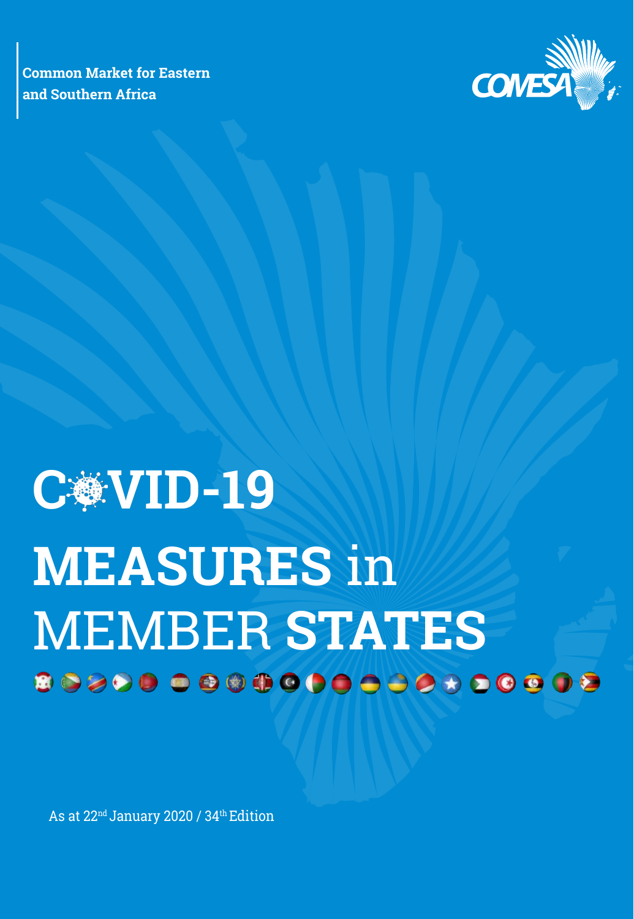Common Market for Eastern and Southern Africa

COMESA

# COVID-19 MEASURES in MEMBER STATES

As at 22nd January 2020 / 34th Edition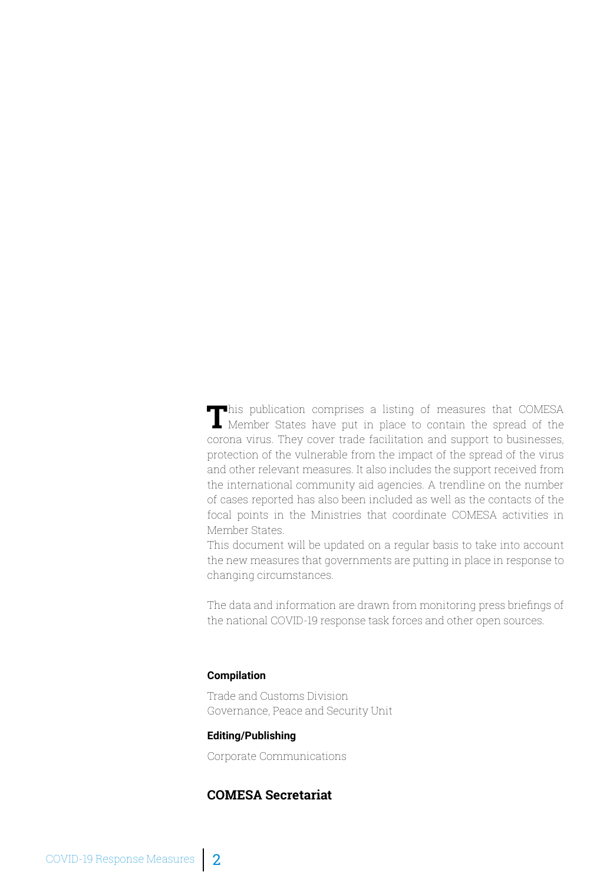This publication comprises a listing of measures that COMESA Member States have put in place to contain the spread of the corona virus. They cover trade facilitation and support to businesses, protection of the vulnerable from the impact of the spread of the virus and other relevant measures. It also includes the support received from the international community aid agencies. A trendline on the number of cases reported has also been included as well as the contacts of the focal points in the Ministries that coordinate COMESA activities in Member States.
This document will be updated on a regular basis to take into account the new measures that governments are putting in place in response to changing circumstances.

The data and information are drawn from monitoring press briefings of the national COVID-19 response task forces and other open sources.

**Compilation**

Trade and Customs Division
Governance, Peace and Security Unit

**Editing/Publishing**

Corporate Communications

**COMESA Secretariat**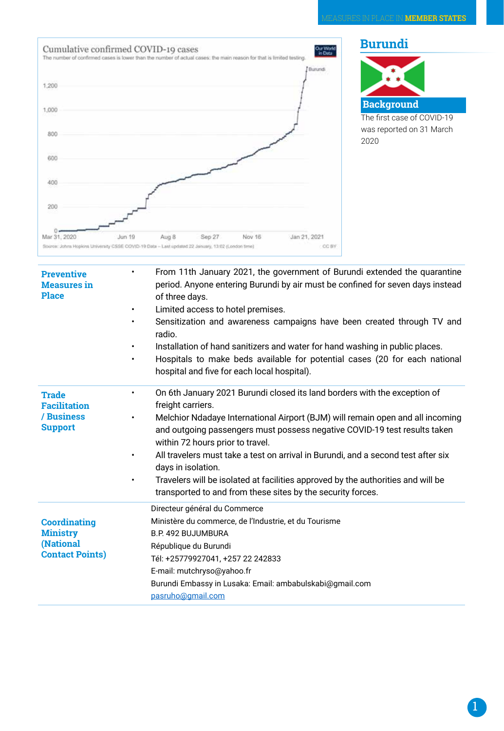## Burundi

### Background

The first case of COVID-19 was reported on 31 March 2020

Cumulative confirmed COVID-19 cases

The number of confirmed cases is lower than the number of actual cases; the main reason for that is limited testing.

Source: Johns Hopkins University CSSE COVID-19 Data – Last updated 22 January, 13:02 (London time)

| | |
|---|---|
| **Preventive Measures in Place** | • From 11th January 2021, the government of Burundi extended the quarantine period. Anyone entering Burundi by air must be confined for seven days instead of three days.<br>• Limited access to hotel premises.<br>• Sensitization and awareness campaigns have been created through TV and radio.<br>• Installation of hand sanitizers and water for hand washing in public places.<br>• Hospitals to make beds available for potential cases (20 for each national hospital and five for each local hospital). |
| **Trade Facilitation / Business Support** | • On 6th January 2021 Burundi closed its land borders with the exception of freight carriers.<br>• Melchior Ndadaye International Airport (BJM) will remain open and all incoming and outgoing passengers must possess negative COVID-19 test results taken within 72 hours prior to travel.<br>• All travelers must take a test on arrival in Burundi, and a second test after six days in isolation.<br>• Travelers will be isolated at facilities approved by the authorities and will be transported to and from these sites by the security forces. |
| **Coordinating Ministry (National Contact Points)** | Directeur général du Commerce<br>Ministère du commerce, de l'Industrie, et du Tourisme<br>B.P. 492 BUJUMBURA<br>République du Burundi<br>Tél: +25779927041, +257 22 242833<br>E-mail: mutchryso@yahoo.fr<br>Burundi Embassy in Lusaka: Email: ambabulskabi@gmail.com<br>pasruho@gmail.com |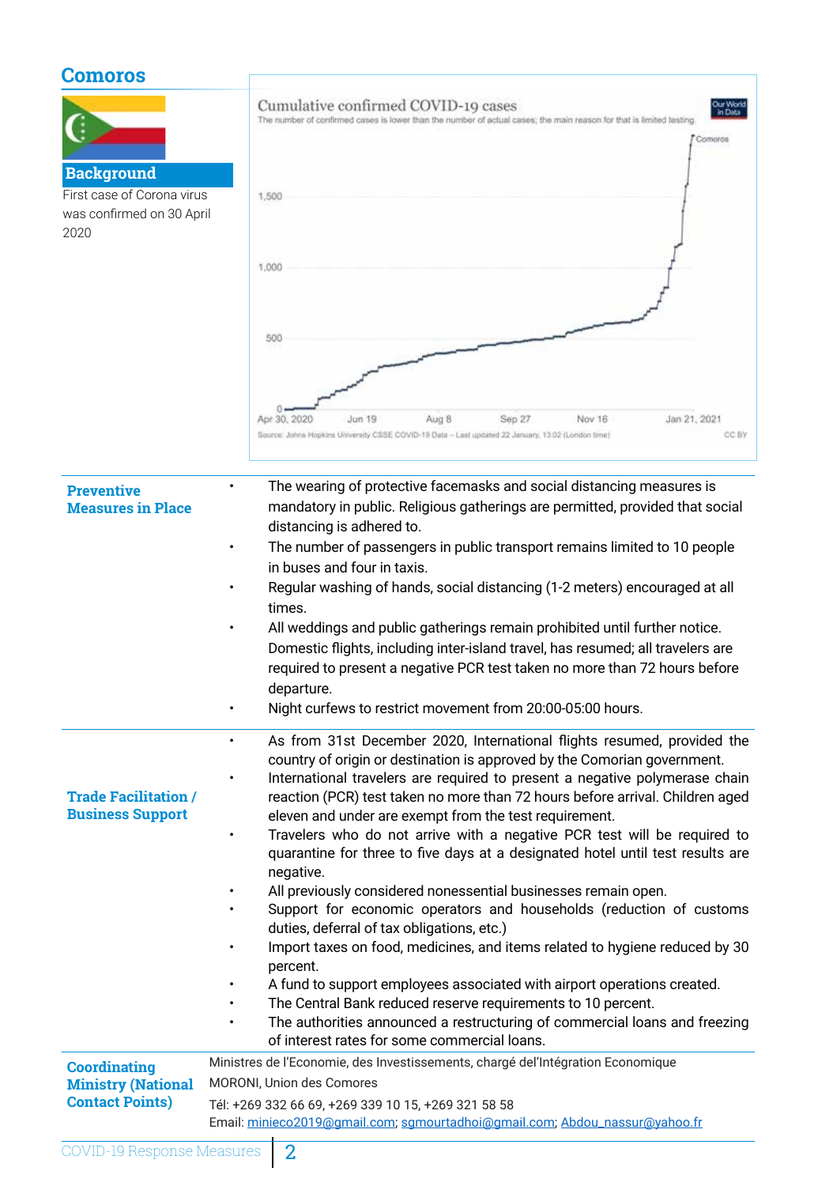## Comoros

### Background

First case of Corona virus was confirmed on 30 April 2020

Cumulative confirmed COVID-19 cases

The number of confirmed cases is lower than the number of actual cases; the main reason for that is limited testing.

Source: Johns Hopkins University CSSE COVID-19 Data – Last updated 22 January, 13:02 (London time)

### Preventive Measures in Place

- The wearing of protective facemasks and social distancing measures is mandatory in public. Religious gatherings are permitted, provided that social distancing is adhered to.
- The number of passengers in public transport remains limited to 10 people in buses and four in taxis.
- Regular washing of hands, social distancing (1-2 meters) encouraged at all times.
- All weddings and public gatherings remain prohibited until further notice. Domestic flights, including inter-island travel, has resumed; all travelers are required to present a negative PCR test taken no more than 72 hours before departure.
- Night curfews to restrict movement from 20:00-05:00 hours.

### Trade Facilitation / Business Support

- As from 31st December 2020, International flights resumed, provided the country of origin or destination is approved by the Comorian government.
- International travelers are required to present a negative polymerase chain reaction (PCR) test taken no more than 72 hours before arrival. Children aged eleven and under are exempt from the test requirement.
- Travelers who do not arrive with a negative PCR test will be required to quarantine for three to five days at a designated hotel until test results are negative.
- All previously considered nonessential businesses remain open.
- Support for economic operators and households (reduction of customs duties, deferral of tax obligations, etc.)
- Import taxes on food, medicines, and items related to hygiene reduced by 30 percent.
- A fund to support employees associated with airport operations created.
- The Central Bank reduced reserve requirements to 10 percent.
- The authorities announced a restructuring of commercial loans and freezing of interest rates for some commercial loans.

### Coordinating Ministry (National Contact Points)

Ministres de l'Economie, des Investissements, chargé del'Intégration Economique

MORONI, Union des Comores

Tél: +269 332 66 69, +269 339 10 15, +269 321 58 58

Email: minieco2019@gmail.com; sgmourtadhoi@gmail.com; Abdou_nassur@yahoo.fr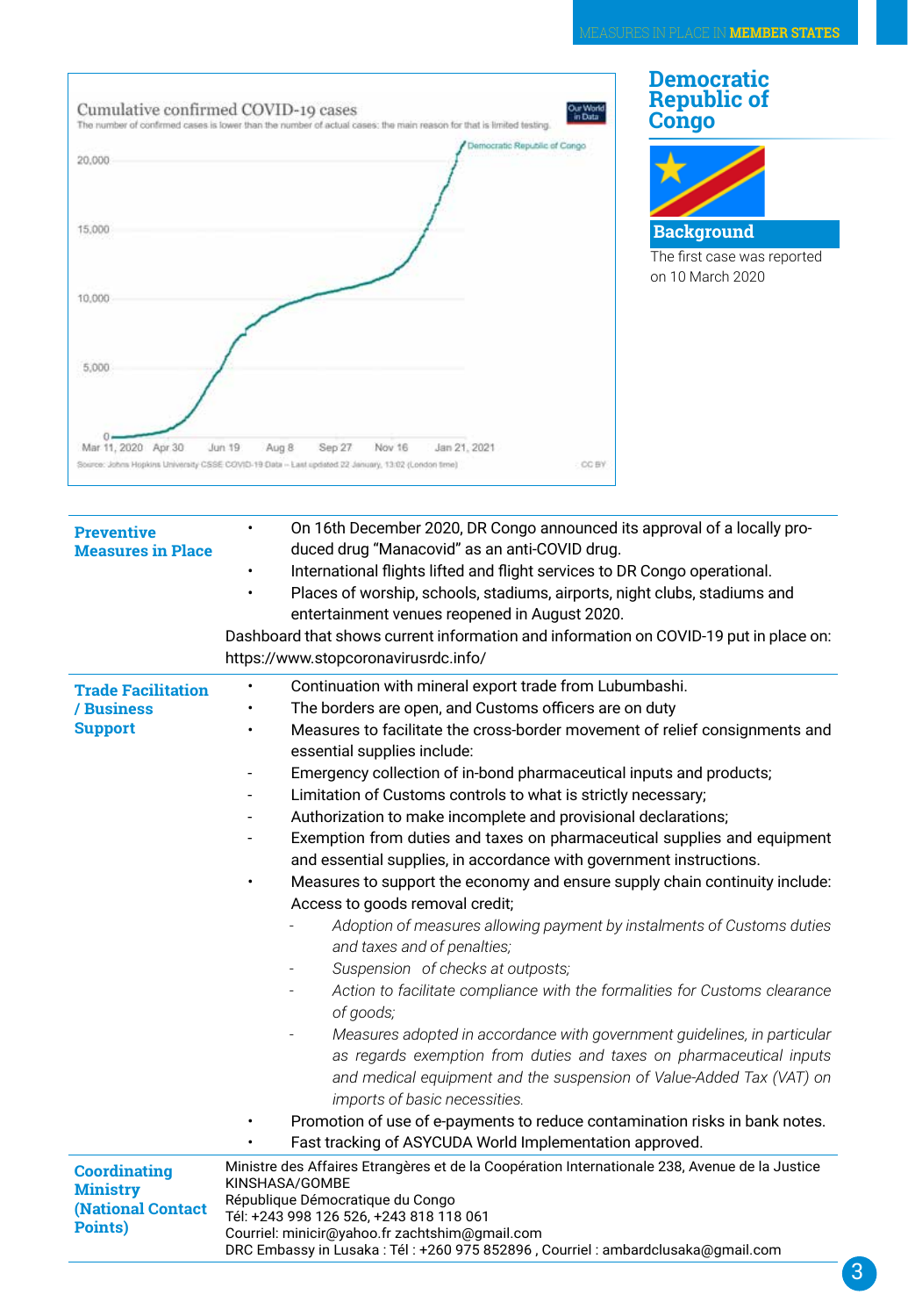## Democratic Republic of Congo

### Background

The first case was reported on 10 March 2020

Cumulative confirmed COVID-19 cases

The number of confirmed cases is lower than the number of actual cases; the main reason for that is limited testing.

Source: Johns Hopkins University CSSE COVID-19 Data – Last updated 22 January, 13:02 (London time)

| | |
|---|---|
| **Preventive Measures in Place** | • On 16th December 2020, DR Congo announced its approval of a locally produced drug "Manacovid" as an anti-COVID drug.<br>• International flights lifted and flight services to DR Congo operational.<br>• Places of worship, schools, stadiums, airports, night clubs, stadiums and entertainment venues reopened in August 2020.<br>Dashboard that shows current information and information on COVID-19 put in place on: https://www.stopcoronavirusrdc.info/ |
| **Trade Facilitation / Business Support** | • Continuation with mineral export trade from Lubumbashi.<br>• The borders are open, and Customs officers are on duty<br>• Measures to facilitate the cross-border movement of relief consignments and essential supplies include:<br>- Emergency collection of in-bond pharmaceutical inputs and products;<br>- Limitation of Customs controls to what is strictly necessary;<br>- Authorization to make incomplete and provisional declarations;<br>- Exemption from duties and taxes on pharmaceutical supplies and equipment and essential supplies, in accordance with government instructions.<br>• Measures to support the economy and ensure supply chain continuity include: Access to goods removal credit;<br>- *Adoption of measures allowing payment by instalments of Customs duties and taxes and of penalties;*<br>- *Suspension of checks at outposts;*<br>- *Action to facilitate compliance with the formalities for Customs clearance of goods;*<br>- *Measures adopted in accordance with government guidelines, in particular as regards exemption from duties and taxes on pharmaceutical inputs and medical equipment and the suspension of Value-Added Tax (VAT) on imports of basic necessities.*<br>• Promotion of use of e-payments to reduce contamination risks in bank notes.<br>• Fast tracking of ASYCUDA World Implementation approved. |
| **Coordinating Ministry (National Contact Points)** | Ministre des Affaires Etrangères et de la Coopération Internationale 238, Avenue de la Justice<br>KINSHASA/GOMBE<br>République Démocratique du Congo<br>Tél: +243 998 126 526, +243 818 118 061<br>Courriel: minicir@yahoo.fr zachtshim@gmail.com<br>DRC Embassy in Lusaka : Tél : +260 975 852896 , Courriel : ambardclusaka@gmail.com |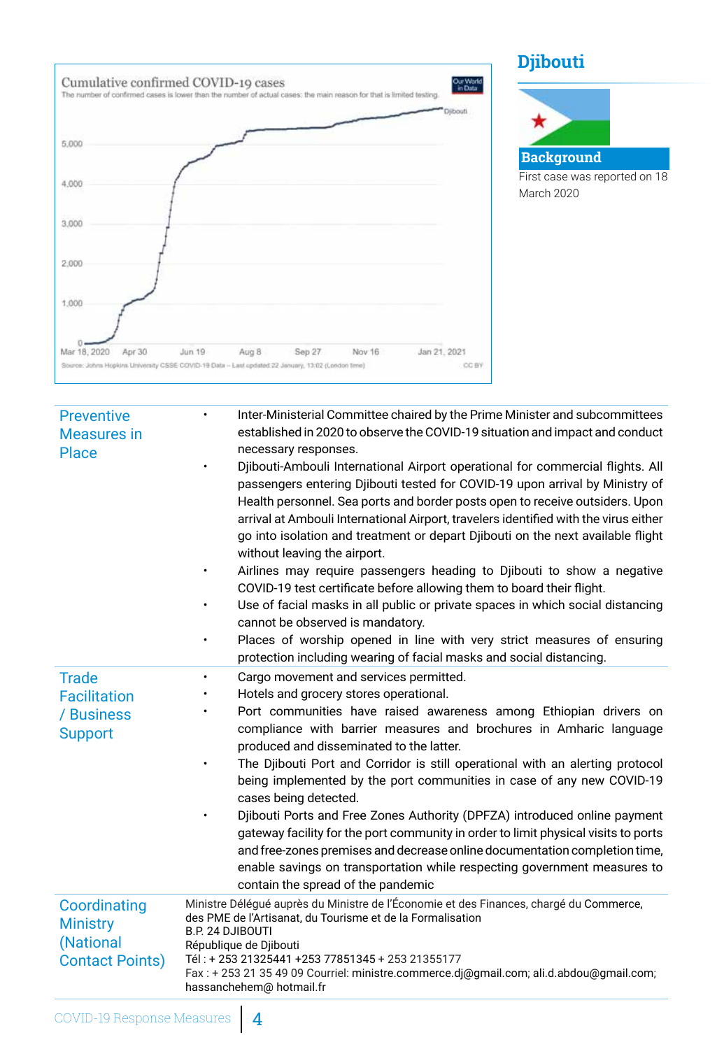## Djibouti

### Background

First case was reported on 18 March 2020

| | |
|---|---|
| Preventive Measures in Place | • Inter-Ministerial Committee chaired by the Prime Minister and subcommittees established in 2020 to observe the COVID-19 situation and impact and conduct necessary responses.<br>• Djibouti-Ambouli International Airport operational for commercial flights. All passengers entering Djibouti tested for COVID-19 upon arrival by Ministry of Health personnel. Sea ports and border posts open to receive outsiders. Upon arrival at Ambouli International Airport, travelers identified with the virus either go into isolation and treatment or depart Djibouti on the next available flight without leaving the airport.<br>• Airlines may require passengers heading to Djibouti to show a negative COVID-19 test certificate before allowing them to board their flight.<br>• Use of facial masks in all public or private spaces in which social distancing cannot be observed is mandatory.<br>• Places of worship opened in line with very strict measures of ensuring protection including wearing of facial masks and social distancing. |
| Trade Facilitation / Business Support | • Cargo movement and services permitted.<br>• Hotels and grocery stores operational.<br>• Port communities have raised awareness among Ethiopian drivers on compliance with barrier measures and brochures in Amharic language produced and disseminated to the latter.<br>• The Djibouti Port and Corridor is still operational with an alerting protocol being implemented by the port communities in case of any new COVID-19 cases being detected.<br>• Djibouti Ports and Free Zones Authority (DPFZA) introduced online payment gateway facility for the port community in order to limit physical visits to ports and free-zones premises and decrease online documentation completion time, enable savings on transportation while respecting government measures to contain the spread of the pandemic |
| Coordinating Ministry (National Contact Points) | Ministre Délégué auprès du Ministre de l'Économie et des Finances, chargé du Commerce, des PME de l'Artisanat, du Tourisme et de la Formalisation<br>B.P. 24 DJIBOUTI<br>République de Djibouti<br>Tél : + 253 21325441 +253 77851345 + 253 21355177<br>Fax : + 253 21 35 49 09 Courriel: ministre.commerce.dj@gmail.com; ali.d.abdou@gmail.com; hassanchehem@ hotmail.fr |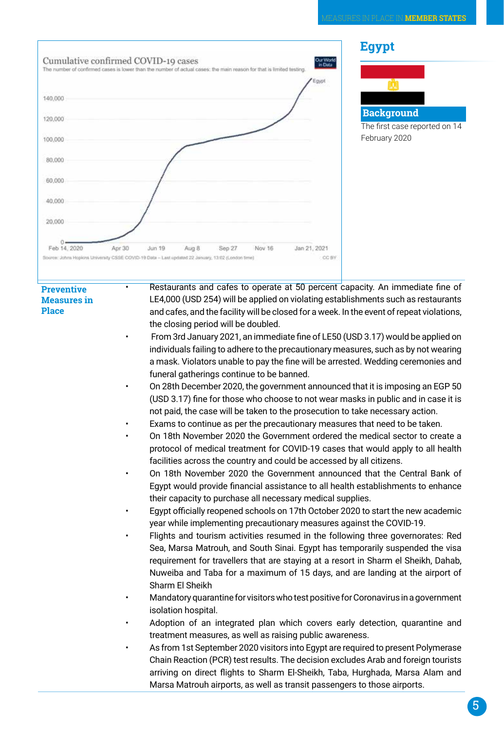Cumulative confirmed COVID-19 cases

The number of confirmed cases is lower than the number of actual cases: the main reason for that is limited testing.

Source: Johns Hopkins University CSSE COVID-19 Data – Last updated 22 January, 13:02 (London time)

## Egypt

### Background

The first case reported on 14 February 2020

### Preventive Measures in Place

- Restaurants and cafes to operate at 50 percent capacity. An immediate fine of LE4,000 (USD 254) will be applied on violating establishments such as restaurants and cafes, and the facility will be closed for a week. In the event of repeat violations, the closing period will be doubled.
- From 3rd January 2021, an immediate fine of LE50 (USD 3.17) would be applied on individuals failing to adhere to the precautionary measures, such as by not wearing a mask. Violators unable to pay the fine will be arrested. Wedding ceremonies and funeral gatherings continue to be banned.
- On 28th December 2020, the government announced that it is imposing an EGP 50 (USD 3.17) fine for those who choose to not wear masks in public and in case it is not paid, the case will be taken to the prosecution to take necessary action.
- Exams to continue as per the precautionary measures that need to be taken.
- On 18th November 2020 the Government ordered the medical sector to create a protocol of medical treatment for COVID-19 cases that would apply to all health facilities across the country and could be accessed by all citizens.
- On 18th November 2020 the Government announced that the Central Bank of Egypt would provide financial assistance to all health establishments to enhance their capacity to purchase all necessary medical supplies.
- Egypt officially reopened schools on 17th October 2020 to start the new academic year while implementing precautionary measures against the COVID-19.
- Flights and tourism activities resumed in the following three governorates: Red Sea, Marsa Matrouh, and South Sinai. Egypt has temporarily suspended the visa requirement for travellers that are staying at a resort in Sharm el Sheikh, Dahab, Nuweiba and Taba for a maximum of 15 days, and are landing at the airport of Sharm El Sheikh
- Mandatory quarantine for visitors who test positive for Coronavirus in a government isolation hospital.
- Adoption of an integrated plan which covers early detection, quarantine and treatment measures, as well as raising public awareness.
- As from 1st September 2020 visitors into Egypt are required to present Polymerase Chain Reaction (PCR) test results. The decision excludes Arab and foreign tourists arriving on direct flights to Sharm El-Sheikh, Taba, Hurghada, Marsa Alam and Marsa Matrouh airports, as well as transit passengers to those airports.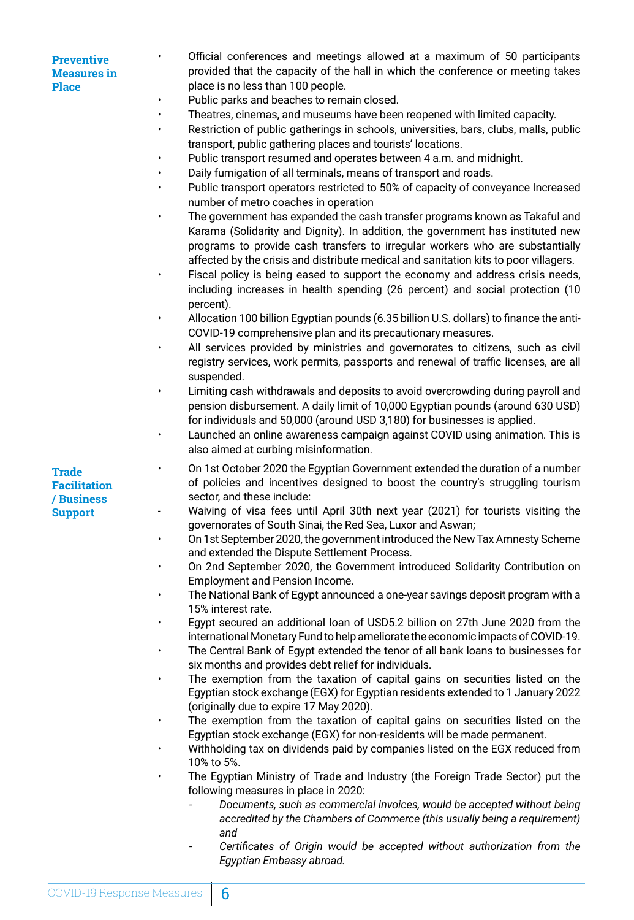**Preventive Measures in Place**

- Official conferences and meetings allowed at a maximum of 50 participants provided that the capacity of the hall in which the conference or meeting takes place is no less than 100 people.
- Public parks and beaches to remain closed.
- Theatres, cinemas, and museums have been reopened with limited capacity.
- Restriction of public gatherings in schools, universities, bars, clubs, malls, public transport, public gathering places and tourists' locations.
- Public transport resumed and operates between 4 a.m. and midnight.
- Daily fumigation of all terminals, means of transport and roads.
- Public transport operators restricted to 50% of capacity of conveyance Increased number of metro coaches in operation
- The government has expanded the cash transfer programs known as Takaful and Karama (Solidarity and Dignity). In addition, the government has instituted new programs to provide cash transfers to irregular workers who are substantially affected by the crisis and distribute medical and sanitation kits to poor villagers.
- Fiscal policy is being eased to support the economy and address crisis needs, including increases in health spending (26 percent) and social protection (10 percent).
- Allocation 100 billion Egyptian pounds (6.35 billion U.S. dollars) to finance the anti-COVID-19 comprehensive plan and its precautionary measures.
- All services provided by ministries and governorates to citizens, such as civil registry services, work permits, passports and renewal of traffic licenses, are all suspended.
- Limiting cash withdrawals and deposits to avoid overcrowding during payroll and pension disbursement. A daily limit of 10,000 Egyptian pounds (around 630 USD) for individuals and 50,000 (around USD 3,180) for businesses is applied.
- Launched an online awareness campaign against COVID using animation. This is also aimed at curbing misinformation.

**Trade Facilitation / Business Support**

- On 1st October 2020 the Egyptian Government extended the duration of a number of policies and incentives designed to boost the country's struggling tourism sector, and these include:
  - Waiving of visa fees until April 30th next year (2021) for tourists visiting the governorates of South Sinai, the Red Sea, Luxor and Aswan;
- On 1st September 2020, the government introduced the New Tax Amnesty Scheme and extended the Dispute Settlement Process.
- On 2nd September 2020, the Government introduced Solidarity Contribution on Employment and Pension Income.
- The National Bank of Egypt announced a one-year savings deposit program with a 15% interest rate.
- Egypt secured an additional loan of USD5.2 billion on 27th June 2020 from the international Monetary Fund to help ameliorate the economic impacts of COVID-19.
- The Central Bank of Egypt extended the tenor of all bank loans to businesses for six months and provides debt relief for individuals.
- The exemption from the taxation of capital gains on securities listed on the Egyptian stock exchange (EGX) for Egyptian residents extended to 1 January 2022 (originally due to expire 17 May 2020).
- The exemption from the taxation of capital gains on securities listed on the Egyptian stock exchange (EGX) for non-residents will be made permanent.
- Withholding tax on dividends paid by companies listed on the EGX reduced from 10% to 5%.
- The Egyptian Ministry of Trade and Industry (the Foreign Trade Sector) put the following measures in place in 2020:
  - *Documents, such as commercial invoices, would be accepted without being accredited by the Chambers of Commerce (this usually being a requirement) and*
  - *Certificates of Origin would be accepted without authorization from the Egyptian Embassy abroad.*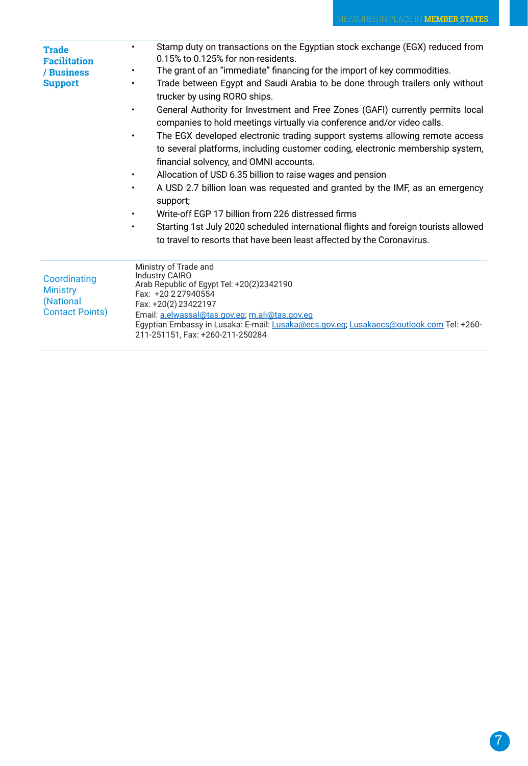| | |
|---|---|
| **Trade Facilitation / Business Support** | • Stamp duty on transactions on the Egyptian stock exchange (EGX) reduced from 0.15% to 0.125% for non-residents.<br>• The grant of an "immediate" financing for the import of key commodities.<br>• Trade between Egypt and Saudi Arabia to be done through trailers only without trucker by using RORO ships.<br>• General Authority for Investment and Free Zones (GAFI) currently permits local companies to hold meetings virtually via conference and/or video calls.<br>• The EGX developed electronic trading support systems allowing remote access to several platforms, including customer coding, electronic membership system, financial solvency, and OMNI accounts.<br>• Allocation of USD 6.35 billion to raise wages and pension<br>• A USD 2.7 billion loan was requested and granted by the IMF, as an emergency support;<br>• Write-off EGP 17 billion from 226 distressed firms<br>• Starting 1st July 2020 scheduled international flights and foreign tourists allowed to travel to resorts that have been least affected by the Coronavirus. |
| Coordinating Ministry (National Contact Points) | Ministry of Trade and Industry CAIRO<br>Arab Republic of Egypt Tel: +20(2)2342190<br>Fax: +20 2 27940554<br>Fax: +20(2) 23422197<br>Email: a.elwassal@tas.gov.eg; m.ali@tas.gov.eg<br>Egyptian Embassy in Lusaka: E-mail: Lusaka@ecs.gov.eg; Lusakaecs@outlook.com Tel: +260-211-251151, Fax: +260-211-250284 |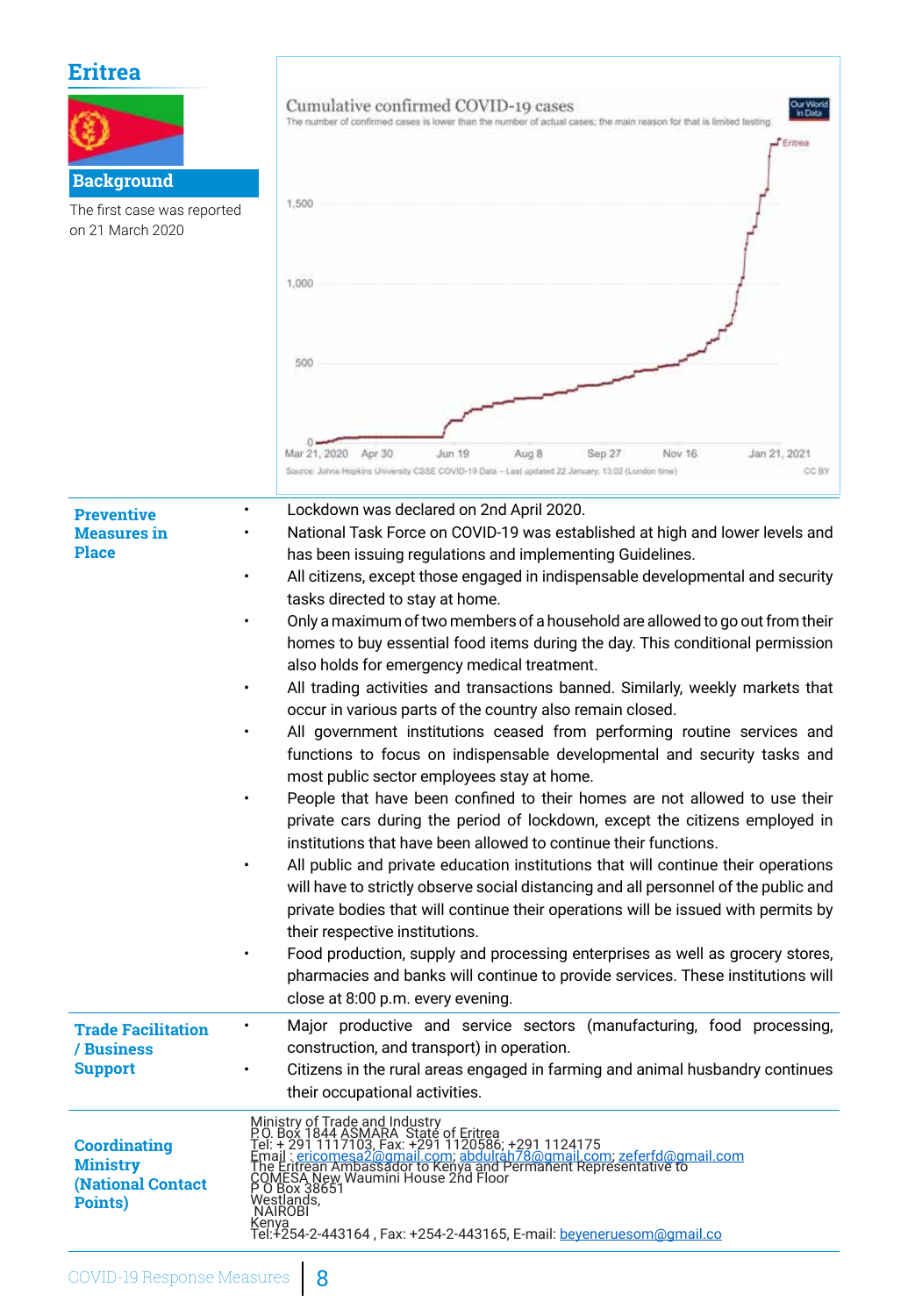# Eritrea

## Background

The first case was reported on 21 March 2020

**Cumulative confirmed COVID-19 cases**

The number of confirmed cases is lower than the number of actual cases; the main reason for that is limited testing.

Source: Johns Hopkins University CSSE COVID-19 Data – Last updated 22 January, 13:02 (London time)

CC BY

| | |
|---|---|
| **Preventive Measures in Place** | • Lockdown was declared on 2nd April 2020.<br>• National Task Force on COVID-19 was established at high and lower levels and has been issuing regulations and implementing Guidelines.<br>• All citizens, except those engaged in indispensable developmental and security tasks directed to stay at home.<br>• Only a maximum of two members of a household are allowed to go out from their homes to buy essential food items during the day. This conditional permission also holds for emergency medical treatment.<br>• All trading activities and transactions banned. Similarly, weekly markets that occur in various parts of the country also remain closed.<br>• All government institutions ceased from performing routine services and functions to focus on indispensable developmental and security tasks and most public sector employees stay at home.<br>• People that have been confined to their homes are not allowed to use their private cars during the period of lockdown, except the citizens employed in institutions that have been allowed to continue their functions.<br>• All public and private education institutions that will continue their operations will have to strictly observe social distancing and all personnel of the public and private bodies that will continue their operations will be issued with permits by their respective institutions.<br>• Food production, supply and processing enterprises as well as grocery stores, pharmacies and banks will continue to provide services. These institutions will close at 8:00 p.m. every evening. |
| **Trade Facilitation / Business Support** | • Major productive and service sectors (manufacturing, food processing, construction, and transport) in operation.<br>• Citizens in the rural areas engaged in farming and animal husbandry continues their occupational activities. |
| **Coordinating Ministry (National Contact Points)** | Ministry of Trade and Industry<br>P.O. Box 1844 ASMARA State of Eritrea<br>Tel: + 291 1117103, Fax: +291 1120586; +291 1124175<br>Email : ericomesa2@gmail.com; abdulrah78@gmail.com; zeferfd@gmail.com<br>The Eritrean Ambassador to Kenya and Permanent Representative to COMESA New Waumini House 2nd Floor<br>P O Box 38651<br>Westlands,<br>NAIROBI<br>Kenya<br>Tel:+254-2-443164 , Fax: +254-2-443165, E-mail: beyeneruesom@gmail.co |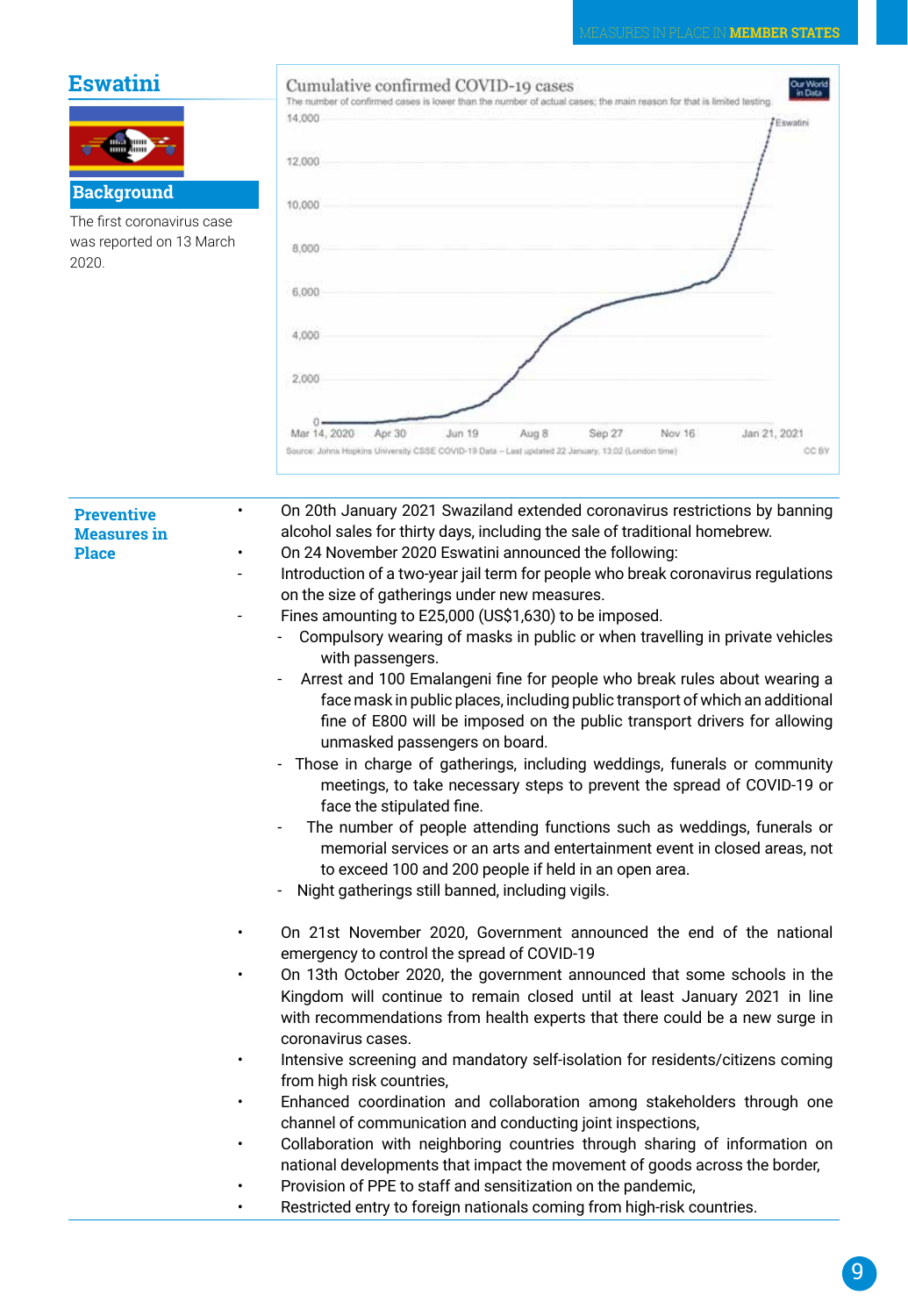# Eswatini

## Background

The first coronavirus case was reported on 13 March 2020.

Cumulative confirmed COVID-19 cases

The number of confirmed cases is lower than the number of actual cases; the main reason for that is limited testing.

Source: Johns Hopkins University CSSE COVID-19 Data – Last updated 22 January, 13:02 (London time)

## Preventive Measures in Place

- On 20th January 2021 Swaziland extended coronavirus restrictions by banning alcohol sales for thirty days, including the sale of traditional homebrew.
- On 24 November 2020 Eswatini announced the following:
  - Introduction of a two-year jail term for people who break coronavirus regulations on the size of gatherings under new measures.
  - Fines amounting to E25,000 (US$1,630) to be imposed.
    - Compulsory wearing of masks in public or when travelling in private vehicles with passengers.
    - Arrest and 100 Emalangeni fine for people who break rules about wearing a face mask in public places, including public transport of which an additional fine of E800 will be imposed on the public transport drivers for allowing unmasked passengers on board.
    - Those in charge of gatherings, including weddings, funerals or community meetings, to take necessary steps to prevent the spread of COVID-19 or face the stipulated fine.
    - The number of people attending functions such as weddings, funerals or memorial services or an arts and entertainment event in closed areas, not to exceed 100 and 200 people if held in an open area.
    - Night gatherings still banned, including vigils.
- On 21st November 2020, Government announced the end of the national emergency to control the spread of COVID-19
- On 13th October 2020, the government announced that some schools in the Kingdom will continue to remain closed until at least January 2021 in line with recommendations from health experts that there could be a new surge in coronavirus cases.
- Intensive screening and mandatory self-isolation for residents/citizens coming from high risk countries,
- Enhanced coordination and collaboration among stakeholders through one channel of communication and conducting joint inspections,
- Collaboration with neighboring countries through sharing of information on national developments that impact the movement of goods across the border,
- Provision of PPE to staff and sensitization on the pandemic,
- Restricted entry to foreign nationals coming from high-risk countries.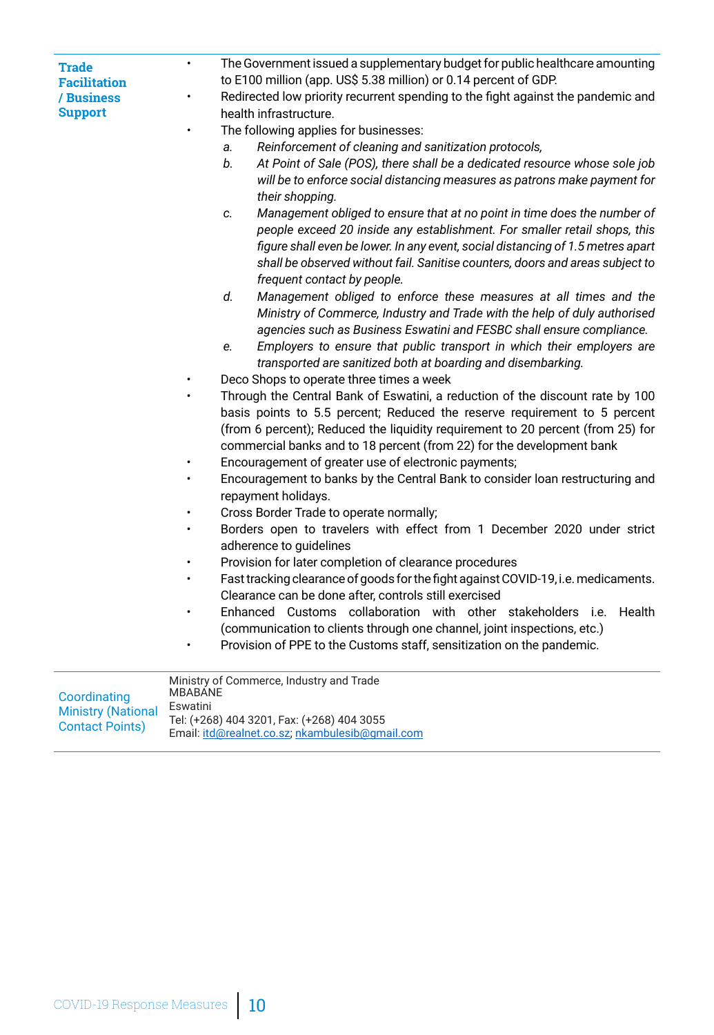| | |
|---|---|
| **Trade Facilitation / Business Support** | • The Government issued a supplementary budget for public healthcare amounting to E100 million (app. US$ 5.38 million) or 0.14 percent of GDP.<br>• Redirected low priority recurrent spending to the fight against the pandemic and health infrastructure.<br>• The following applies for businesses:<br>a. *Reinforcement of cleaning and sanitization protocols,*<br>b. *At Point of Sale (POS), there shall be a dedicated resource whose sole job will be to enforce social distancing measures as patrons make payment for their shopping.*<br>c. *Management obliged to ensure that at no point in time does the number of people exceed 20 inside any establishment. For smaller retail shops, this figure shall even be lower. In any event, social distancing of 1.5 metres apart shall be observed without fail. Sanitise counters, doors and areas subject to frequent contact by people.*<br>d. *Management obliged to enforce these measures at all times and the Ministry of Commerce, Industry and Trade with the help of duly authorised agencies such as Business Eswatini and FESBC shall ensure compliance.*<br>e. *Employers to ensure that public transport in which their employers are transported are sanitized both at boarding and disembarking.*<br>• Deco Shops to operate three times a week<br>• Through the Central Bank of Eswatini, a reduction of the discount rate by 100 basis points to 5.5 percent; Reduced the reserve requirement to 5 percent (from 6 percent); Reduced the liquidity requirement to 20 percent (from 25) for commercial banks and to 18 percent (from 22) for the development bank<br>• Encouragement of greater use of electronic payments;<br>• Encouragement to banks by the Central Bank to consider loan restructuring and repayment holidays.<br>• Cross Border Trade to operate normally;<br>• Borders open to travelers with effect from 1 December 2020 under strict adherence to guidelines<br>• Provision for later completion of clearance procedures<br>• Fast tracking clearance of goods for the fight against COVID-19, i.e. medicaments. Clearance can be done after, controls still exercised<br>• Enhanced Customs collaboration with other stakeholders i.e. Health (communication to clients through one channel, joint inspections, etc.)<br>• Provision of PPE to the Customs staff, sensitization on the pandemic. |
| Coordinating Ministry (National Contact Points) | Ministry of Commerce, Industry and Trade<br>MBABANE<br>Eswatini<br>Tel: (+268) 404 3201, Fax: (+268) 404 3055<br>Email: itd@realnet.co.sz; nkambulesib@gmail.com |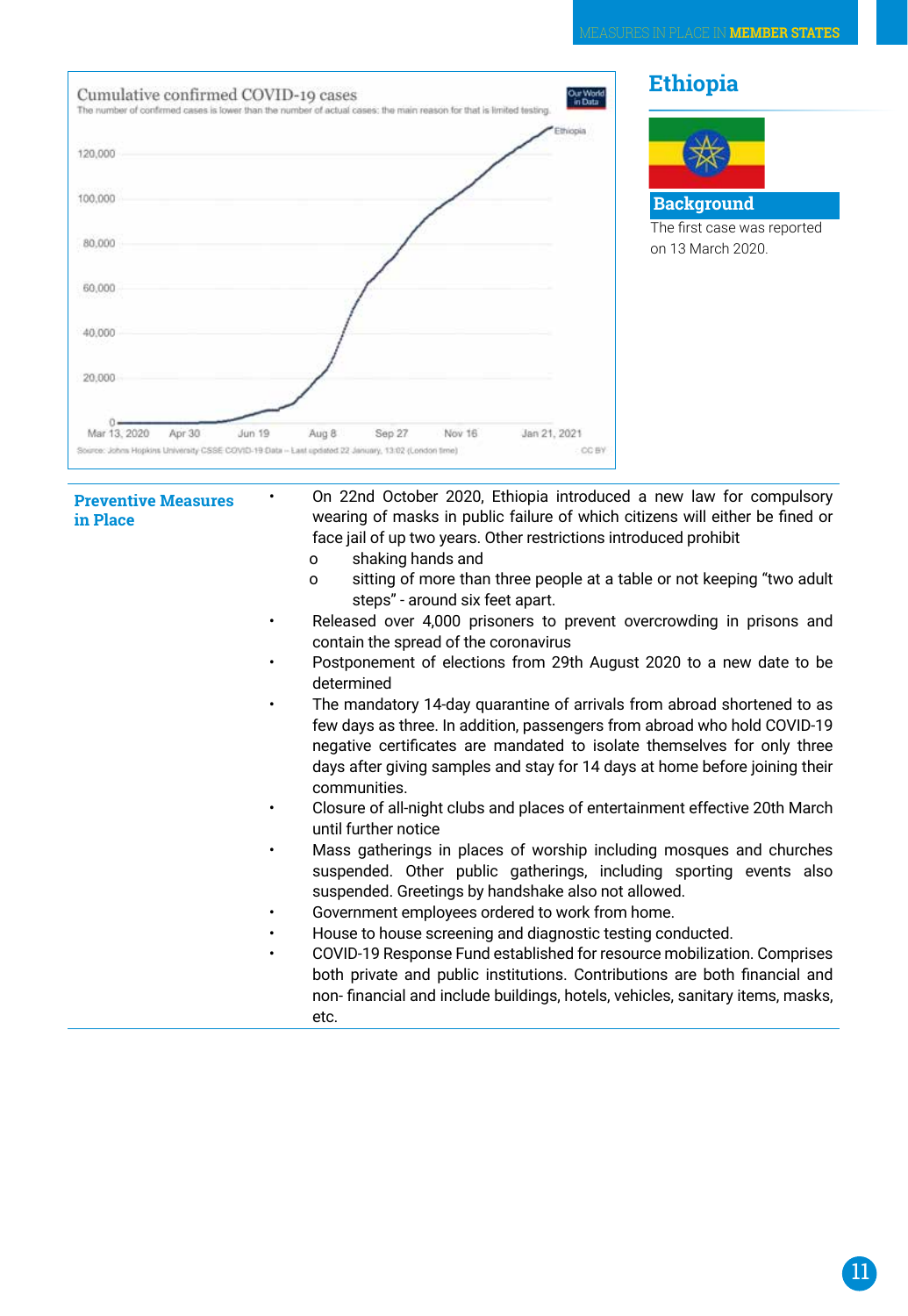## Ethiopia

### Background

The first case was reported on 13 March 2020.

Cumulative confirmed COVID-19 cases

The number of confirmed cases is lower than the number of actual cases; the main reason for that is limited testing.

Source: Johns Hopkins University CSSE COVID-19 Data – Last updated 22 January, 13:02 (London time)

### Preventive Measures in Place

- On 22nd October 2020, Ethiopia introduced a new law for compulsory wearing of masks in public failure of which citizens will either be fined or face jail of up two years. Other restrictions introduced prohibit
  - shaking hands and
  - sitting of more than three people at a table or not keeping "two adult steps" - around six feet apart.
- Released over 4,000 prisoners to prevent overcrowding in prisons and contain the spread of the coronavirus
- Postponement of elections from 29th August 2020 to a new date to be determined
- The mandatory 14-day quarantine of arrivals from abroad shortened to as few days as three. In addition, passengers from abroad who hold COVID-19 negative certificates are mandated to isolate themselves for only three days after giving samples and stay for 14 days at home before joining their communities.
- Closure of all-night clubs and places of entertainment effective 20th March until further notice
- Mass gatherings in places of worship including mosques and churches suspended. Other public gatherings, including sporting events also suspended. Greetings by handshake also not allowed.
- Government employees ordered to work from home.
- House to house screening and diagnostic testing conducted.
- COVID-19 Response Fund established for resource mobilization. Comprises both private and public institutions. Contributions are both financial and non- financial and include buildings, hotels, vehicles, sanitary items, masks, etc.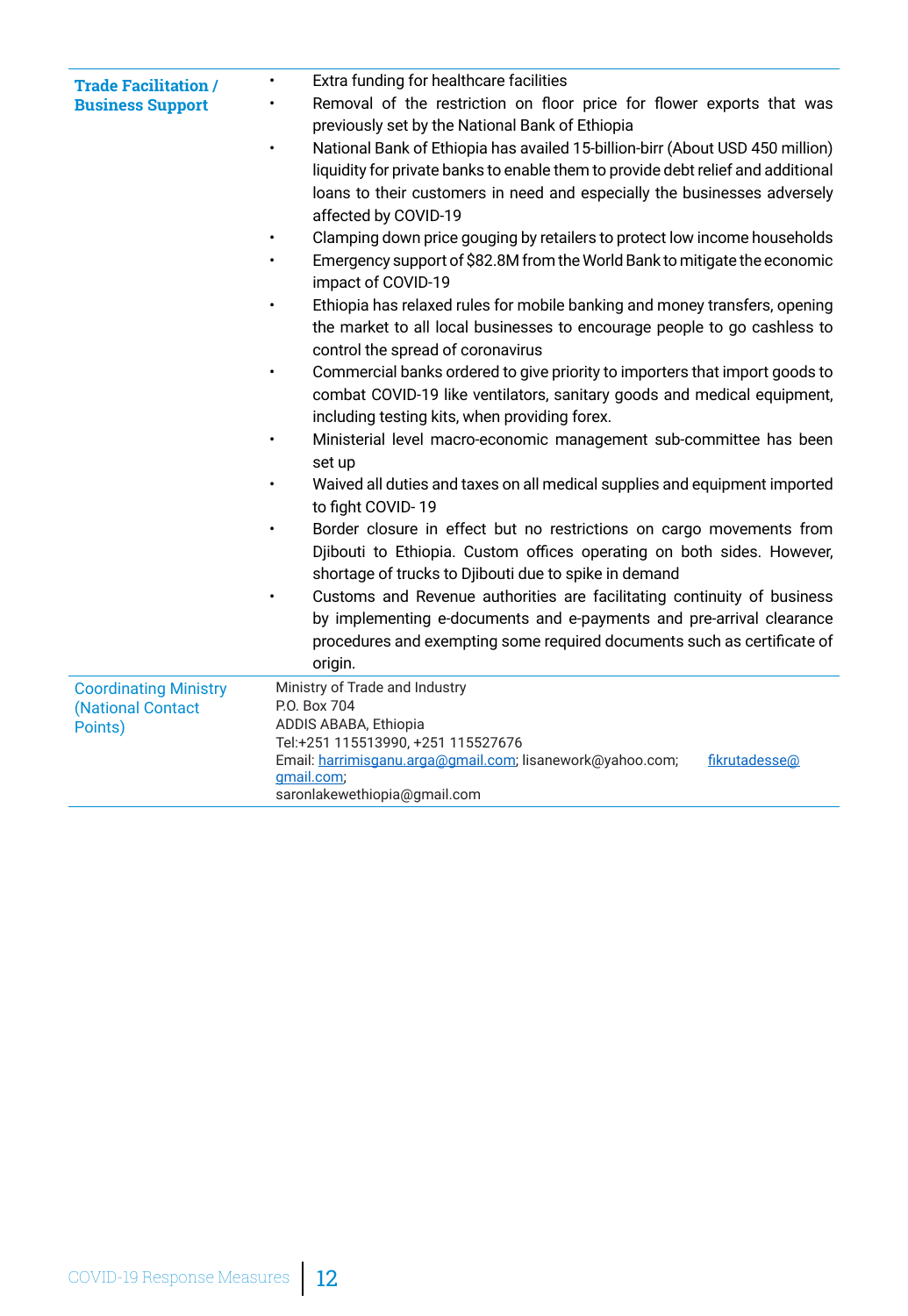| | |
|---|---|
| **Trade Facilitation / Business Support** | • Extra funding for healthcare facilities<br>• Removal of the restriction on floor price for flower exports that was previously set by the National Bank of Ethiopia<br>• National Bank of Ethiopia has availed 15-billion-birr (About USD 450 million) liquidity for private banks to enable them to provide debt relief and additional loans to their customers in need and especially the businesses adversely affected by COVID-19<br>• Clamping down price gouging by retailers to protect low income households<br>• Emergency support of $82.8M from the World Bank to mitigate the economic impact of COVID-19<br>• Ethiopia has relaxed rules for mobile banking and money transfers, opening the market to all local businesses to encourage people to go cashless to control the spread of coronavirus<br>• Commercial banks ordered to give priority to importers that import goods to combat COVID-19 like ventilators, sanitary goods and medical equipment, including testing kits, when providing forex.<br>• Ministerial level macro-economic management sub-committee has been set up<br>• Waived all duties and taxes on all medical supplies and equipment imported to fight COVID- 19<br>• Border closure in effect but no restrictions on cargo movements from Djibouti to Ethiopia. Custom offices operating on both sides. However, shortage of trucks to Djibouti due to spike in demand<br>• Customs and Revenue authorities are facilitating continuity of business by implementing e-documents and e-payments and pre-arrival clearance procedures and exempting some required documents such as certificate of origin. |
| Coordinating Ministry (National Contact Points) | Ministry of Trade and Industry<br>P.O. Box 704<br>ADDIS ABABA, Ethiopia<br>Tel:+251 115513990, +251 115527676<br>Email: harrimisganu.arga@gmail.com; lisanework@yahoo.com; fikrutadesse@gmail.com;<br>saronlakewethiopia@gmail.com |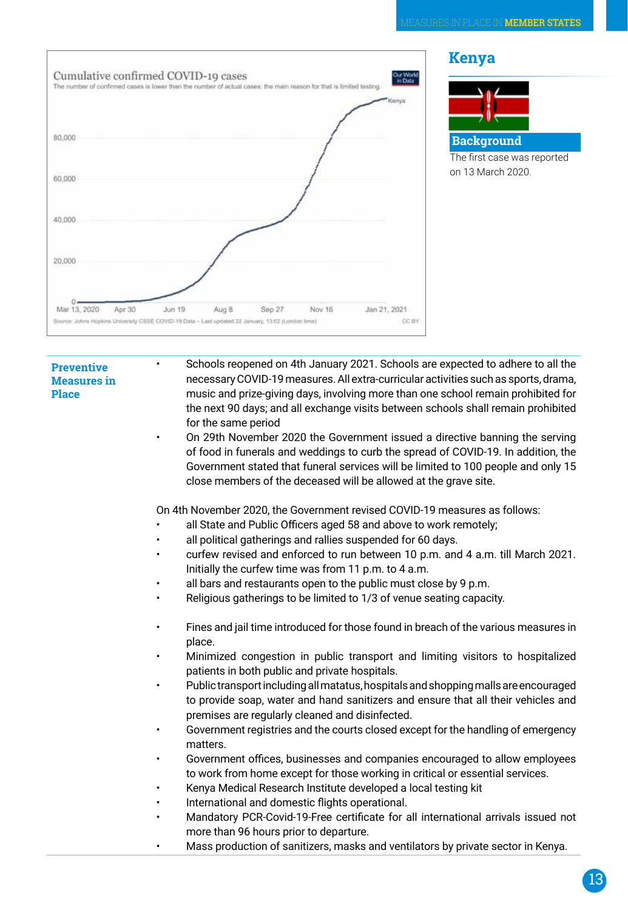## Kenya

### Background

The first case was reported on 13 March 2020.

### Preventive Measures in Place

- Schools reopened on 4th January 2021. Schools are expected to adhere to all the necessary COVID-19 measures. All extra-curricular activities such as sports, drama, music and prize-giving days, involving more than one school remain prohibited for the next 90 days; and all exchange visits between schools shall remain prohibited for the same period
- On 29th November 2020 the Government issued a directive banning the serving of food in funerals and weddings to curb the spread of COVID-19. In addition, the Government stated that funeral services will be limited to 100 people and only 15 close members of the deceased will be allowed at the grave site.

On 4th November 2020, the Government revised COVID-19 measures as follows:

- all State and Public Officers aged 58 and above to work remotely;
- all political gatherings and rallies suspended for 60 days.
- curfew revised and enforced to run between 10 p.m. and 4 a.m. till March 2021. Initially the curfew time was from 11 p.m. to 4 a.m.
- all bars and restaurants open to the public must close by 9 p.m.
- Religious gatherings to be limited to 1/3 of venue seating capacity.

- Fines and jail time introduced for those found in breach of the various measures in place.
- Minimized congestion in public transport and limiting visitors to hospitalized patients in both public and private hospitals.
- Public transport including all matatus, hospitals and shopping malls are encouraged to provide soap, water and hand sanitizers and ensure that all their vehicles and premises are regularly cleaned and disinfected.
- Government registries and the courts closed except for the handling of emergency matters.
- Government offices, businesses and companies encouraged to allow employees to work from home except for those working in critical or essential services.
- Kenya Medical Research Institute developed a local testing kit
- International and domestic flights operational.
- Mandatory PCR-Covid-19-Free certificate for all international arrivals issued not more than 96 hours prior to departure.
- Mass production of sanitizers, masks and ventilators by private sector in Kenya.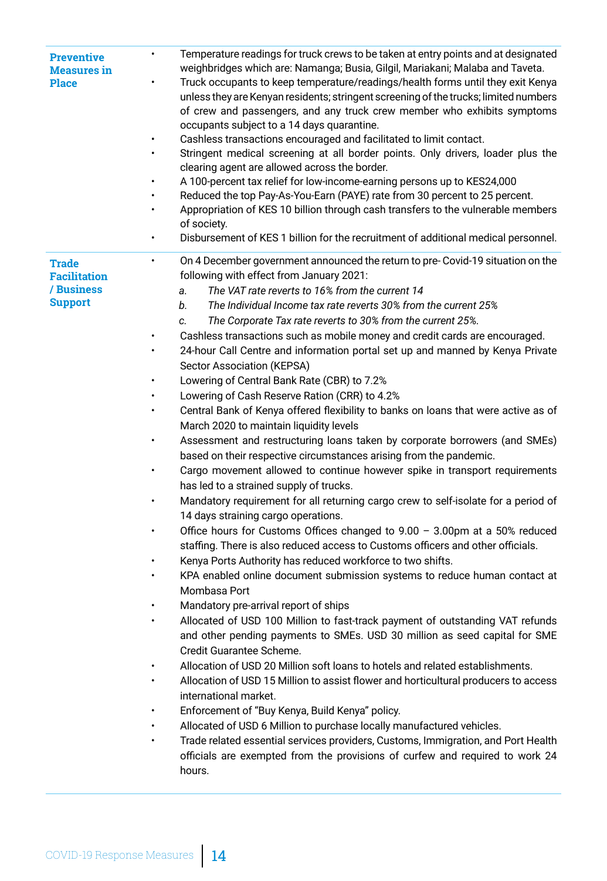| | |
|---|---|
| **Preventive Measures in Place** | • Temperature readings for truck crews to be taken at entry points and at designated weighbridges which are: Namanga; Busia, Gilgil, Mariakani; Malaba and Taveta.<br>• Truck occupants to keep temperature/readings/health forms until they exit Kenya unless they are Kenyan residents; stringent screening of the trucks; limited numbers of crew and passengers, and any truck crew member who exhibits symptoms occupants subject to a 14 days quarantine.<br>• Cashless transactions encouraged and facilitated to limit contact.<br>• Stringent medical screening at all border points. Only drivers, loader plus the clearing agent are allowed across the border.<br>• A 100-percent tax relief for low-income-earning persons up to KES24,000<br>• Reduced the top Pay-As-You-Earn (PAYE) rate from 30 percent to 25 percent.<br>• Appropriation of KES 10 billion through cash transfers to the vulnerable members of society.<br>• Disbursement of KES 1 billion for the recruitment of additional medical personnel. |
| **Trade Facilitation / Business Support** | • On 4 December government announced the return to pre- Covid-19 situation on the following with effect from January 2021:<br>*a. The VAT rate reverts to 16% from the current 14*<br>*b. The Individual Income tax rate reverts 30% from the current 25%*<br>*c. The Corporate Tax rate reverts to 30% from the current 25%.*<br>• Cashless transactions such as mobile money and credit cards are encouraged.<br>• 24-hour Call Centre and information portal set up and manned by Kenya Private Sector Association (KEPSA)<br>• Lowering of Central Bank Rate (CBR) to 7.2%<br>• Lowering of Cash Reserve Ration (CRR) to 4.2%<br>• Central Bank of Kenya offered flexibility to banks on loans that were active as of March 2020 to maintain liquidity levels<br>• Assessment and restructuring loans taken by corporate borrowers (and SMEs) based on their respective circumstances arising from the pandemic.<br>• Cargo movement allowed to continue however spike in transport requirements has led to a strained supply of trucks.<br>• Mandatory requirement for all returning cargo crew to self-isolate for a period of 14 days straining cargo operations.<br>• Office hours for Customs Offices changed to 9.00 – 3.00pm at a 50% reduced staffing. There is also reduced access to Customs officers and other officials.<br>• Kenya Ports Authority has reduced workforce to two shifts.<br>• KPA enabled online document submission systems to reduce human contact at Mombasa Port<br>• Mandatory pre-arrival report of ships<br>• Allocated of USD 100 Million to fast-track payment of outstanding VAT refunds and other pending payments to SMEs. USD 30 million as seed capital for SME Credit Guarantee Scheme.<br>• Allocation of USD 20 Million soft loans to hotels and related establishments.<br>• Allocation of USD 15 Million to assist flower and horticultural producers to access international market.<br>• Enforcement of "Buy Kenya, Build Kenya" policy.<br>• Allocated of USD 6 Million to purchase locally manufactured vehicles.<br>• Trade related essential services providers, Customs, Immigration, and Port Health officials are exempted from the provisions of curfew and required to work 24 hours. |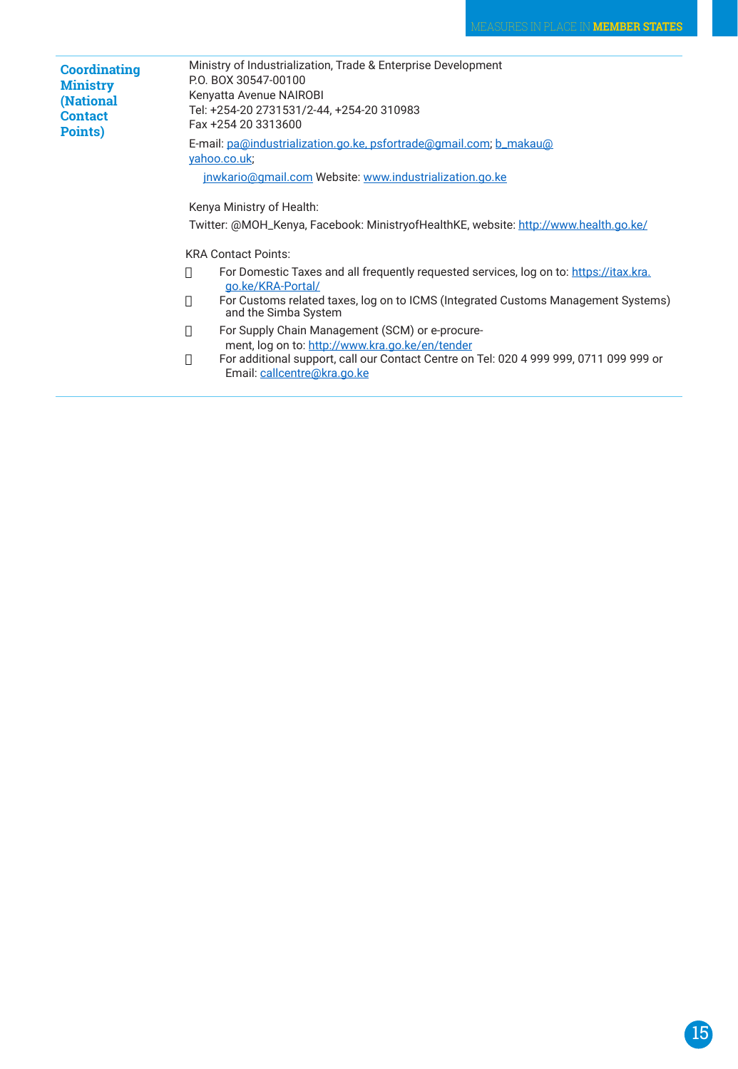| | |
|---|---|
| **Coordinating Ministry (National Contact Points)** | Ministry of Industrialization, Trade & Enterprise Development<br>P.O. BOX 30547-00100<br>Kenyatta Avenue NAIROBI<br>Tel: +254-20 2731531/2-44, +254-20 310983<br>Fax +254 20 3313600<br>E-mail: pa@industrialization.go.ke, psfortrade@gmail.com; b_makau@yahoo.co.uk;<br>jnwkario@gmail.com Website: www.industrialization.go.ke<br><br>Kenya Ministry of Health:<br>Twitter: @MOH_Kenya, Facebook: MinistryofHealthKE, website: http://www.health.go.ke/<br><br>KRA Contact Points:<br>- For Domestic Taxes and all frequently requested services, log on to: https://itax.kra.go.ke/KRA-Portal/<br>- For Customs related taxes, log on to ICMS (Integrated Customs Management Systems) and the Simba System<br>- For Supply Chain Management (SCM) or e-procurement, log on to: http://www.kra.go.ke/en/tender<br>- For additional support, call our Contact Centre on Tel: 020 4 999 999, 0711 099 999 or Email: callcentre@kra.go.ke |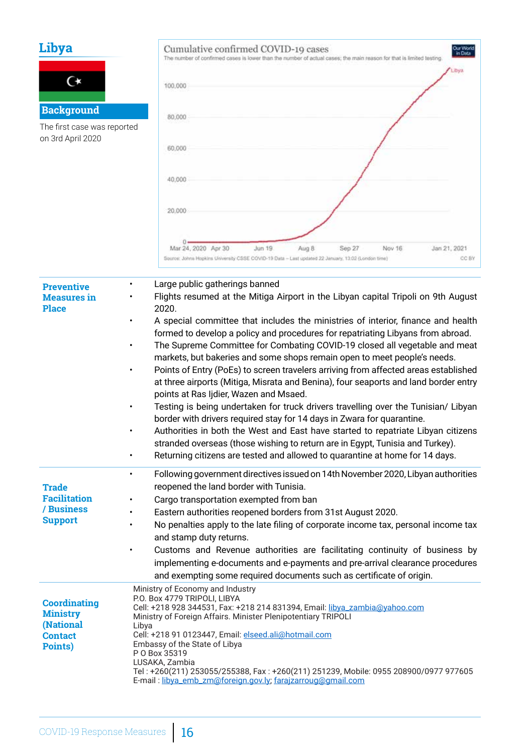## Libya

### Background

The first case was reported on 3rd April 2020

**Cumulative confirmed COVID-19 cases**

The number of confirmed cases is lower than the number of actual cases; the main reason for that is limited testing

Source: Johns Hopkins University CSSE COVID-19 Data – Last updated 22 January, 13:02 (London time)

| | |
|---|---|
| **Preventive Measures in Place** | • Large public gatherings banned<br>• Flights resumed at the Mitiga Airport in the Libyan capital Tripoli on 9th August 2020.<br>• A special committee that includes the ministries of interior, finance and health formed to develop a policy and procedures for repatriating Libyans from abroad.<br>• The Supreme Committee for Combating COVID-19 closed all vegetable and meat markets, but bakeries and some shops remain open to meet people's needs.<br>• Points of Entry (PoEs) to screen travelers arriving from affected areas established at three airports (Mitiga, Misrata and Benina), four seaports and land border entry points at Ras Ijdier, Wazen and Msaed.<br>• Testing is being undertaken for truck drivers travelling over the Tunisian/ Libyan border with drivers required stay for 14 days in Zwara for quarantine.<br>• Authorities in both the West and East have started to repatriate Libyan citizens stranded overseas (those wishing to return are in Egypt, Tunisia and Turkey).<br>• Returning citizens are tested and allowed to quarantine at home for 14 days. |
| **Trade Facilitation / Business Support** | • Following government directives issued on 14th November 2020, Libyan authorities reopened the land border with Tunisia.<br>• Cargo transportation exempted from ban<br>• Eastern authorities reopened borders from 31st August 2020.<br>• No penalties apply to the late filing of corporate income tax, personal income tax and stamp duty returns.<br>• Customs and Revenue authorities are facilitating continuity of business by implementing e-documents and e-payments and pre-arrival clearance procedures and exempting some required documents such as certificate of origin. |
| **Coordinating Ministry (National Contact Points)** | Ministry of Economy and Industry<br>P.O. Box 4779 TRIPOLI, LIBYA<br>Cell: +218 928 344531, Fax: +218 214 831394, Email: libya_zambia@yahoo.com<br>Ministry of Foreign Affairs. Minister Plenipotentiary TRIPOLI<br>Libya<br>Cell: +218 91 0123447, Email: elseed.ali@hotmail.com<br>Embassy of the State of Libya<br>P O Box 35319<br>LUSAKA, Zambia<br>Tel : +260(211) 253055/255388, Fax : +260(211) 251239, Mobile: 0955 208900/0977 977605<br>E-mail : libya_emb_zm@foreign.gov.ly; farajzarroug@gmail.com |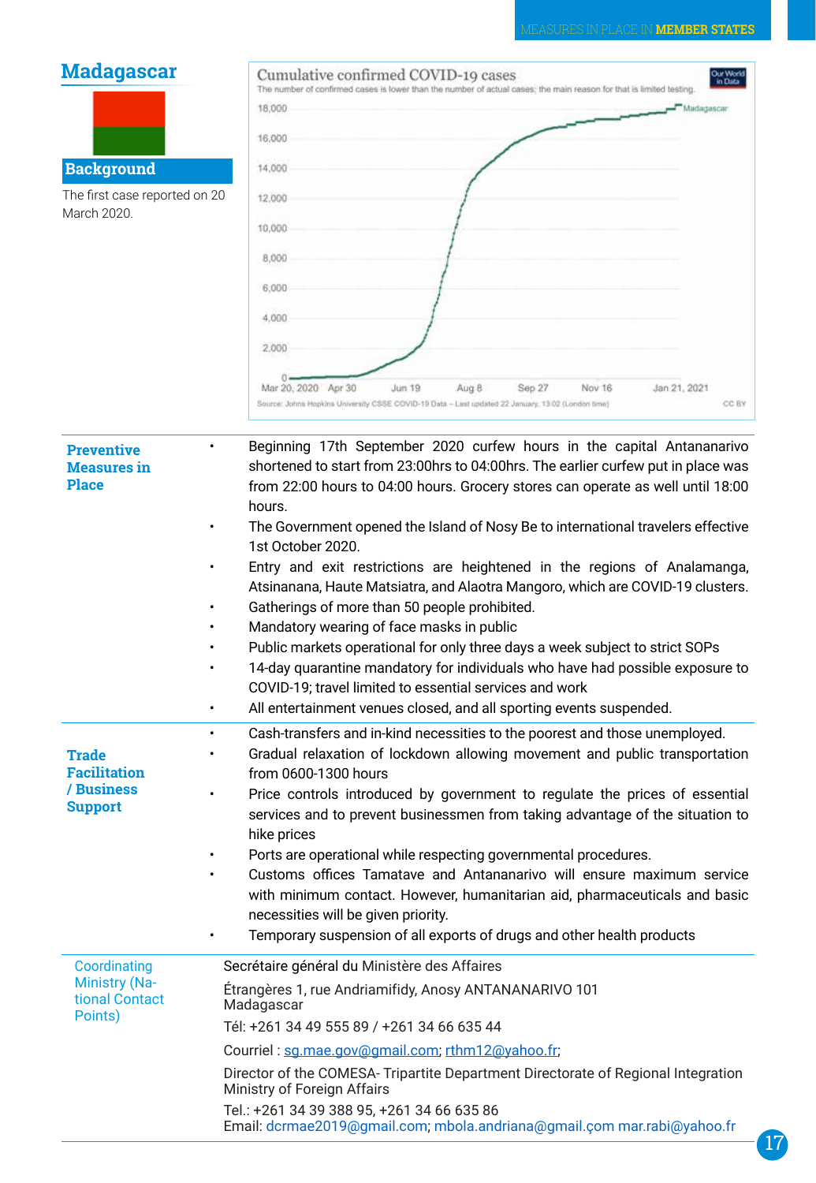## Madagascar

### Background

The first case reported on 20 March 2020.

**Cumulative confirmed COVID-19 cases**

The number of confirmed cases is lower than the number of actual cases; the main reason for that is limited testing.

Source: Johns Hopkins University CSSE COVID-19 Data – Last updated 22 January, 13:02 (London time)

| | |
|---|---|
| **Preventive Measures in Place** | • Beginning 17th September 2020 curfew hours in the capital Antananarivo shortened to start from 23:00hrs to 04:00hrs. The earlier curfew put in place was from 22:00 hours to 04:00 hours. Grocery stores can operate as well until 18:00 hours.<br>• The Government opened the Island of Nosy Be to international travelers effective 1st October 2020.<br>• Entry and exit restrictions are heightened in the regions of Analamanga, Atsinanana, Haute Matsiatra, and Alaotra Mangoro, which are COVID-19 clusters.<br>• Gatherings of more than 50 people prohibited.<br>• Mandatory wearing of face masks in public<br>• Public markets operational for only three days a week subject to strict SOPs<br>• 14-day quarantine mandatory for individuals who have had possible exposure to COVID-19; travel limited to essential services and work<br>• All entertainment venues closed, and all sporting events suspended. |
| **Trade Facilitation / Business Support** | • Cash-transfers and in-kind necessities to the poorest and those unemployed.<br>• Gradual relaxation of lockdown allowing movement and public transportation from 0600-1300 hours<br>• Price controls introduced by government to regulate the prices of essential services and to prevent businessmen from taking advantage of the situation to hike prices<br>• Ports are operational while respecting governmental procedures.<br>• Customs offices Tamatave and Antananarivo will ensure maximum service with minimum contact. However, humanitarian aid, pharmaceuticals and basic necessities will be given priority.<br>• Temporary suspension of all exports of drugs and other health products |
| Coordinating Ministry (National Contact Points) | Secrétaire général du Ministère des Affaires<br>Étrangères 1, rue Andriamifidy, Anosy ANTANANARIVO 101 Madagascar<br>Tél: +261 34 49 555 89 / +261 34 66 635 44<br>Courriel : sg.mae.gov@gmail.com; rthm12@yahoo.fr;<br>Director of the COMESA- Tripartite Department Directorate of Regional Integration Ministry of Foreign Affairs<br>Tel.: +261 34 39 388 95, +261 34 66 635 86<br>Email: dcrmae2019@gmail.com; mbola.andriana@gmail.çom mar.rabi@yahoo.fr |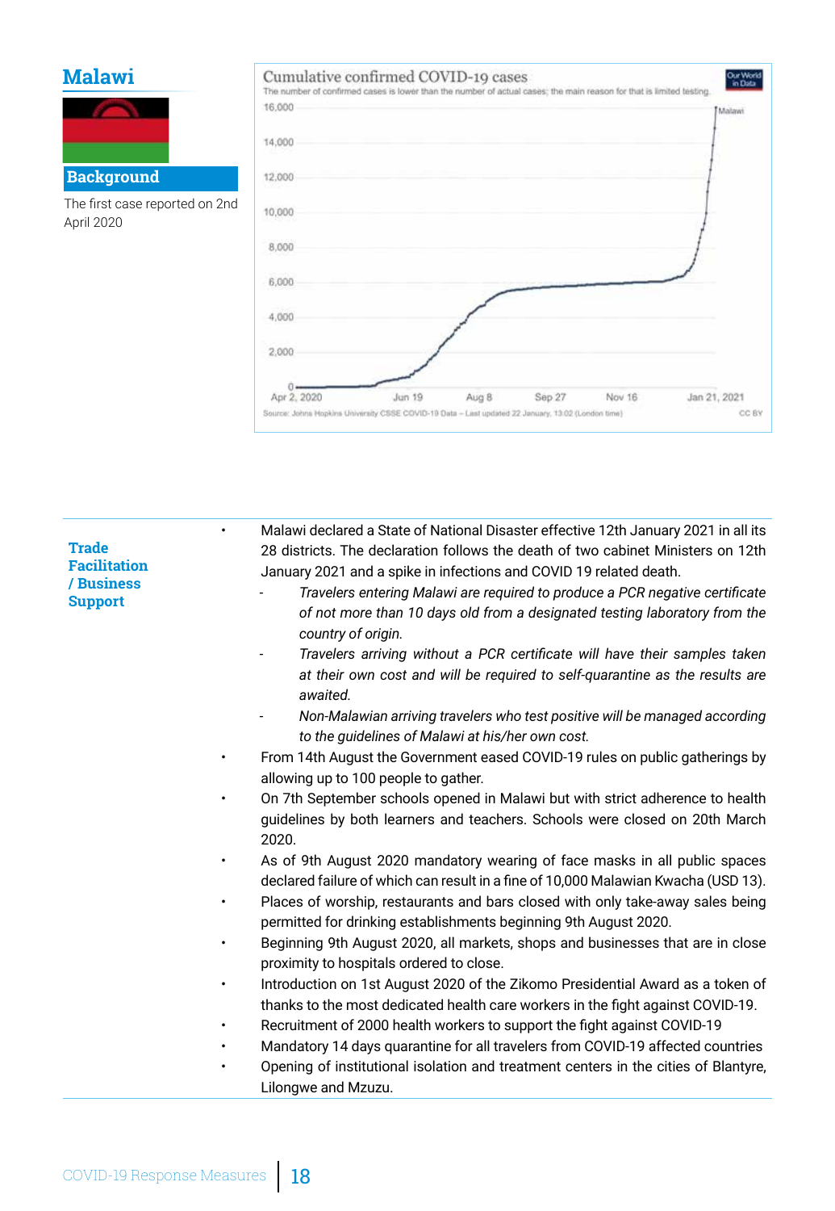# Malawi

## Background

The first case reported on 2nd April 2020

Cumulative confirmed COVID-19 cases

The number of confirmed cases is lower than the number of actual cases; the main reason for that is limited testing.

Source: Johns Hopkins University CSSE COVID-19 Data – Last updated 22 January, 13:02 (London time)

### Trade Facilitation / Business Support

- Malawi declared a State of National Disaster effective 12th January 2021 in all its 28 districts. The declaration follows the death of two cabinet Ministers on 12th January 2021 and a spike in infections and COVID 19 related death.
  - *Travelers entering Malawi are required to produce a PCR negative certificate of not more than 10 days old from a designated testing laboratory from the country of origin.*
  - *Travelers arriving without a PCR certificate will have their samples taken at their own cost and will be required to self-quarantine as the results are awaited.*
  - *Non-Malawian arriving travelers who test positive will be managed according to the guidelines of Malawi at his/her own cost.*
- From 14th August the Government eased COVID-19 rules on public gatherings by allowing up to 100 people to gather.
- On 7th September schools opened in Malawi but with strict adherence to health guidelines by both learners and teachers. Schools were closed on 20th March 2020.
- As of 9th August 2020 mandatory wearing of face masks in all public spaces declared failure of which can result in a fine of 10,000 Malawian Kwacha (USD 13).
- Places of worship, restaurants and bars closed with only take-away sales being permitted for drinking establishments beginning 9th August 2020.
- Beginning 9th August 2020, all markets, shops and businesses that are in close proximity to hospitals ordered to close.
- Introduction on 1st August 2020 of the Zikomo Presidential Award as a token of thanks to the most dedicated health care workers in the fight against COVID-19.
- Recruitment of 2000 health workers to support the fight against COVID-19
- Mandatory 14 days quarantine for all travelers from COVID-19 affected countries
- Opening of institutional isolation and treatment centers in the cities of Blantyre, Lilongwe and Mzuzu.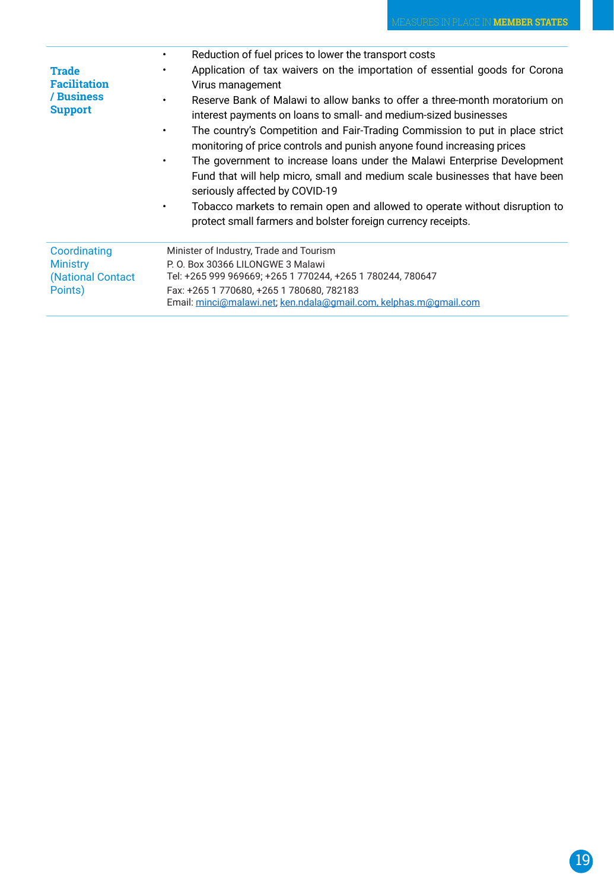| | |
|---|---|
| **Trade Facilitation / Business Support** | • Reduction of fuel prices to lower the transport costs<br>• Application of tax waivers on the importation of essential goods for Corona Virus management<br>• Reserve Bank of Malawi to allow banks to offer a three-month moratorium on interest payments on loans to small- and medium-sized businesses<br>• The country's Competition and Fair-Trading Commission to put in place strict monitoring of price controls and punish anyone found increasing prices<br>• The government to increase loans under the Malawi Enterprise Development Fund that will help micro, small and medium scale businesses that have been seriously affected by COVID-19<br>• Tobacco markets to remain open and allowed to operate without disruption to protect small farmers and bolster foreign currency receipts. |
| Coordinating Ministry (National Contact Points) | Minister of Industry, Trade and Tourism<br>P. O. Box 30366 LILONGWE 3 Malawi<br>Tel: +265 999 969669; +265 1 770244, +265 1 780244, 780647<br>Fax: +265 1 770680, +265 1 780680, 782183<br>Email: minci@malawi.net; ken.ndala@gmail.com, kelphas.m@gmail.com |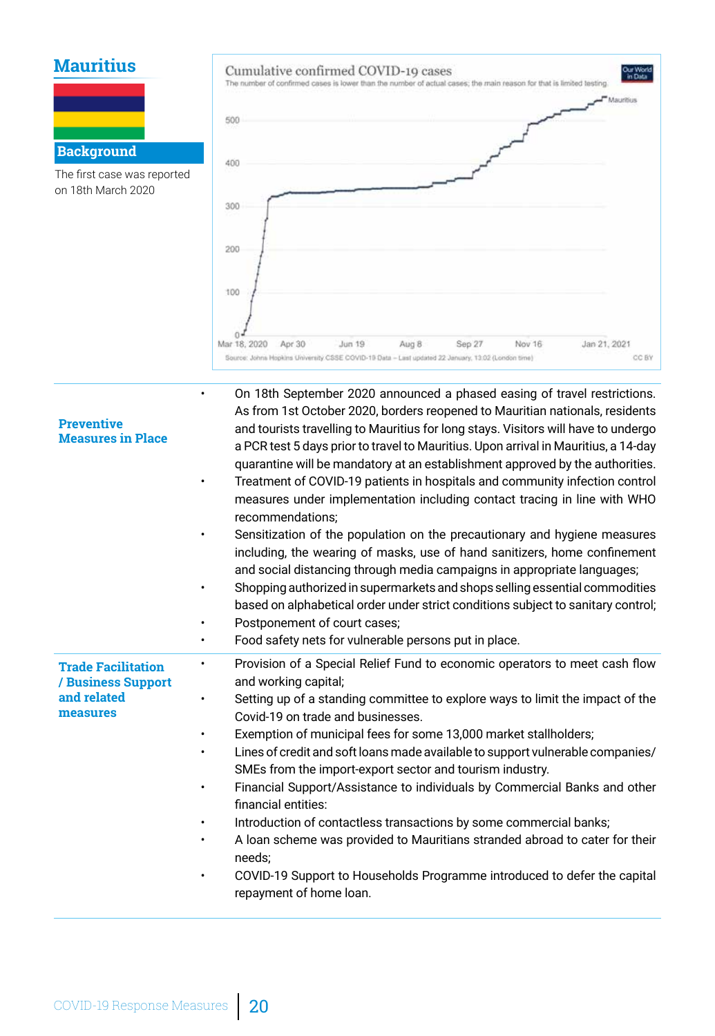# Mauritius

## Background

The first case was reported on 18th March 2020

Cumulative confirmed COVID-19 cases

The number of confirmed cases is lower than the number of actual cases; the main reason for that is limited testing.

Source: Johns Hopkins University CSSE COVID-19 Data – Last updated 22 January, 13:02 (London time)

### Preventive Measures in Place

- On 18th September 2020 announced a phased easing of travel restrictions. As from 1st October 2020, borders reopened to Mauritian nationals, residents and tourists travelling to Mauritius for long stays. Visitors will have to undergo a PCR test 5 days prior to travel to Mauritius. Upon arrival in Mauritius, a 14-day quarantine will be mandatory at an establishment approved by the authorities.
- Treatment of COVID-19 patients in hospitals and community infection control measures under implementation including contact tracing in line with WHO recommendations;
- Sensitization of the population on the precautionary and hygiene measures including, the wearing of masks, use of hand sanitizers, home confinement and social distancing through media campaigns in appropriate languages;
- Shopping authorized in supermarkets and shops selling essential commodities based on alphabetical order under strict conditions subject to sanitary control;
- Postponement of court cases;
- Food safety nets for vulnerable persons put in place.

### Trade Facilitation / Business Support and related measures

- Provision of a Special Relief Fund to economic operators to meet cash flow and working capital;
- Setting up of a standing committee to explore ways to limit the impact of the Covid-19 on trade and businesses.
- Exemption of municipal fees for some 13,000 market stallholders;
- Lines of credit and soft loans made available to support vulnerable companies/ SMEs from the import-export sector and tourism industry.
- Financial Support/Assistance to individuals by Commercial Banks and other financial entities:
- Introduction of contactless transactions by some commercial banks;
- A loan scheme was provided to Mauritians stranded abroad to cater for their needs;
- COVID-19 Support to Households Programme introduced to defer the capital repayment of home loan.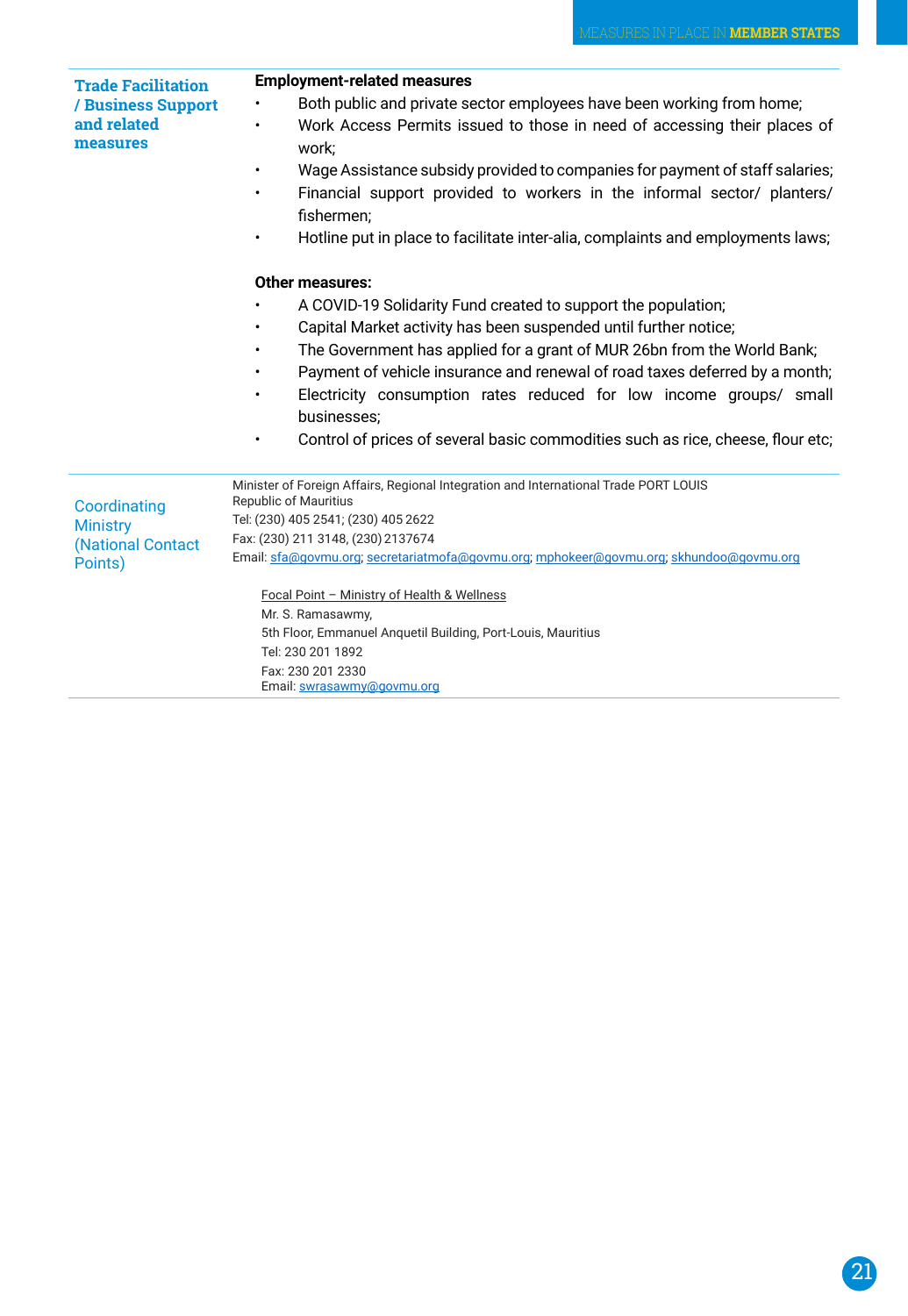| | |
|---|---|
| **Trade Facilitation / Business Support and related measures** | **Employment-related measures**<br>• Both public and private sector employees have been working from home;<br>• Work Access Permits issued to those in need of accessing their places of work;<br>• Wage Assistance subsidy provided to companies for payment of staff salaries;<br>• Financial support provided to workers in the informal sector/ planters/ fishermen;<br>• Hotline put in place to facilitate inter-alia, complaints and employments laws;<br><br>**Other measures:**<br>• A COVID-19 Solidarity Fund created to support the population;<br>• Capital Market activity has been suspended until further notice;<br>• The Government has applied for a grant of MUR 26bn from the World Bank;<br>• Payment of vehicle insurance and renewal of road taxes deferred by a month;<br>• Electricity consumption rates reduced for low income groups/ small businesses;<br>• Control of prices of several basic commodities such as rice, cheese, flour etc; |
| Coordinating Ministry (National Contact Points) | Minister of Foreign Affairs, Regional Integration and International Trade PORT LOUIS<br>Republic of Mauritius<br>Tel: (230) 405 2541; (230) 405 2622<br>Fax: (230) 211 3148, (230) 2137674<br>Email: sfa@govmu.org; secretariatmofa@govmu.org; mphokeer@govmu.org; skhundoo@govmu.org<br><br>Focal Point – Ministry of Health & Wellness<br>Mr. S. Ramasawmy,<br>5th Floor, Emmanuel Anquetil Building, Port-Louis, Mauritius<br>Tel: 230 201 1892<br>Fax: 230 201 2330<br>Email: swrasawmy@govmu.org |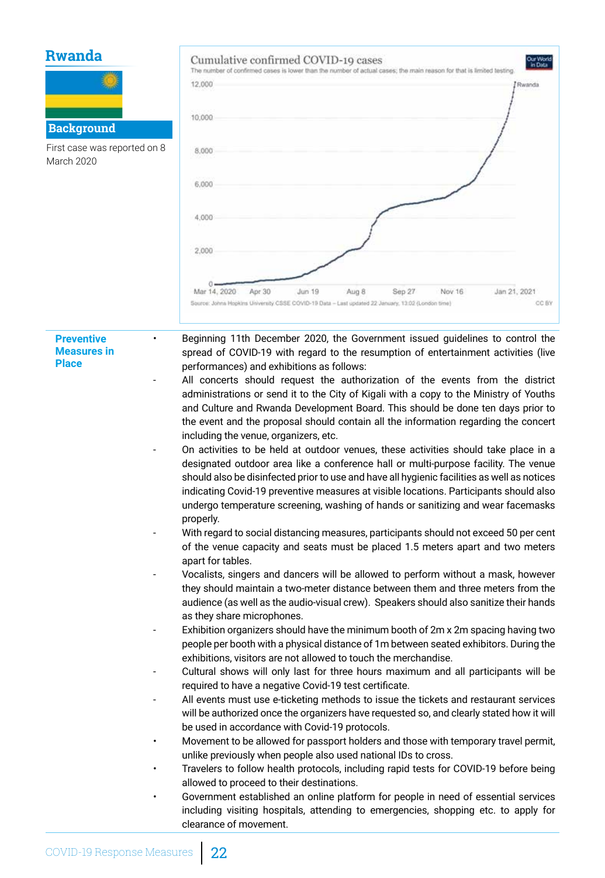# Rwanda

## Background

First case was reported on 8 March 2020

Cumulative confirmed COVID-19 cases

The number of confirmed cases is lower than the number of actual cases; the main reason for that is limited testing.

Source: Johns Hopkins University CSSE COVID-19 Data – Last updated 22 January, 13:02 (London time)

## Preventive Measures in Place

- Beginning 11th December 2020, the Government issued guidelines to control the spread of COVID-19 with regard to the resumption of entertainment activities (live performances) and exhibitions as follows:
  - All concerts should request the authorization of the events from the district administrations or send it to the City of Kigali with a copy to the Ministry of Youths and Culture and Rwanda Development Board. This should be done ten days prior to the event and the proposal should contain all the information regarding the concert including the venue, organizers, etc.
  - On activities to be held at outdoor venues, these activities should take place in a designated outdoor area like a conference hall or multi-purpose facility. The venue should also be disinfected prior to use and have all hygienic facilities as well as notices indicating Covid-19 preventive measures at visible locations. Participants should also undergo temperature screening, washing of hands or sanitizing and wear facemasks properly.
  - With regard to social distancing measures, participants should not exceed 50 per cent of the venue capacity and seats must be placed 1.5 meters apart and two meters apart for tables.
  - Vocalists, singers and dancers will be allowed to perform without a mask, however they should maintain a two-meter distance between them and three meters from the audience (as well as the audio-visual crew). Speakers should also sanitize their hands as they share microphones.
  - Exhibition organizers should have the minimum booth of 2m x 2m spacing having two people per booth with a physical distance of 1m between seated exhibitors. During the exhibitions, visitors are not allowed to touch the merchandise.
  - Cultural shows will only last for three hours maximum and all participants will be required to have a negative Covid-19 test certificate.
  - All events must use e-ticketing methods to issue the tickets and restaurant services will be authorized once the organizers have requested so, and clearly stated how it will be used in accordance with Covid-19 protocols.
- Movement to be allowed for passport holders and those with temporary travel permit, unlike previously when people also used national IDs to cross.
- Travelers to follow health protocols, including rapid tests for COVID-19 before being allowed to proceed to their destinations.
- Government established an online platform for people in need of essential services including visiting hospitals, attending to emergencies, shopping etc. to apply for clearance of movement.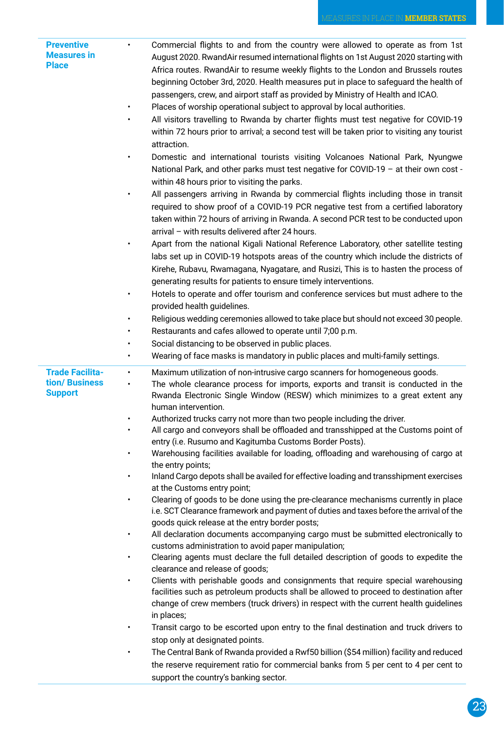| | |
|---|---|
| **Preventive Measures in Place** | • Commercial flights to and from the country were allowed to operate as from 1st August 2020. RwandAir resumed international flights on 1st August 2020 starting with Africa routes. RwandAir to resume weekly flights to the London and Brussels routes beginning October 3rd, 2020. Health measures put in place to safeguard the health of passengers, crew, and airport staff as provided by Ministry of Health and ICAO.<br>• Places of worship operational subject to approval by local authorities.<br>• All visitors travelling to Rwanda by charter flights must test negative for COVID-19 within 72 hours prior to arrival; a second test will be taken prior to visiting any tourist attraction.<br>• Domestic and international tourists visiting Volcanoes National Park, Nyungwe National Park, and other parks must test negative for COVID-19 – at their own cost - within 48 hours prior to visiting the parks.<br>• All passengers arriving in Rwanda by commercial flights including those in transit required to show proof of a COVID-19 PCR negative test from a certified laboratory taken within 72 hours of arriving in Rwanda. A second PCR test to be conducted upon arrival – with results delivered after 24 hours.<br>• Apart from the national Kigali National Reference Laboratory, other satellite testing labs set up in COVID-19 hotspots areas of the country which include the districts of Kirehe, Rubavu, Rwamagana, Nyagatare, and Rusizi, This is to hasten the process of generating results for patients to ensure timely interventions.<br>• Hotels to operate and offer tourism and conference services but must adhere to the provided health guidelines.<br>• Religious wedding ceremonies allowed to take place but should not exceed 30 people.<br>• Restaurants and cafes allowed to operate until 7;00 p.m.<br>• Social distancing to be observed in public places.<br>• Wearing of face masks is mandatory in public places and multi-family settings. |
| **Trade Facilitation/ Business Support** | • Maximum utilization of non-intrusive cargo scanners for homogeneous goods.<br>• The whole clearance process for imports, exports and transit is conducted in the Rwanda Electronic Single Window (RESW) which minimizes to a great extent any human intervention.<br>• Authorized trucks carry not more than two people including the driver.<br>• All cargo and conveyors shall be offloaded and transshipped at the Customs point of entry (i.e. Rusumo and Kagitumba Customs Border Posts).<br>• Warehousing facilities available for loading, offloading and warehousing of cargo at the entry points;<br>• Inland Cargo depots shall be availed for effective loading and transshipment exercises at the Customs entry point;<br>• Clearing of goods to be done using the pre-clearance mechanisms currently in place i.e. SCT Clearance framework and payment of duties and taxes before the arrival of the goods quick release at the entry border posts;<br>• All declaration documents accompanying cargo must be submitted electronically to customs administration to avoid paper manipulation;<br>• Clearing agents must declare the full detailed description of goods to expedite the clearance and release of goods;<br>• Clients with perishable goods and consignments that require special warehousing facilities such as petroleum products shall be allowed to proceed to destination after change of crew members (truck drivers) in respect with the current health guidelines in places;<br>• Transit cargo to be escorted upon entry to the final destination and truck drivers to stop only at designated points.<br>• The Central Bank of Rwanda provided a Rwf50 billion ($54 million) facility and reduced the reserve requirement ratio for commercial banks from 5 per cent to 4 per cent to support the country's banking sector. |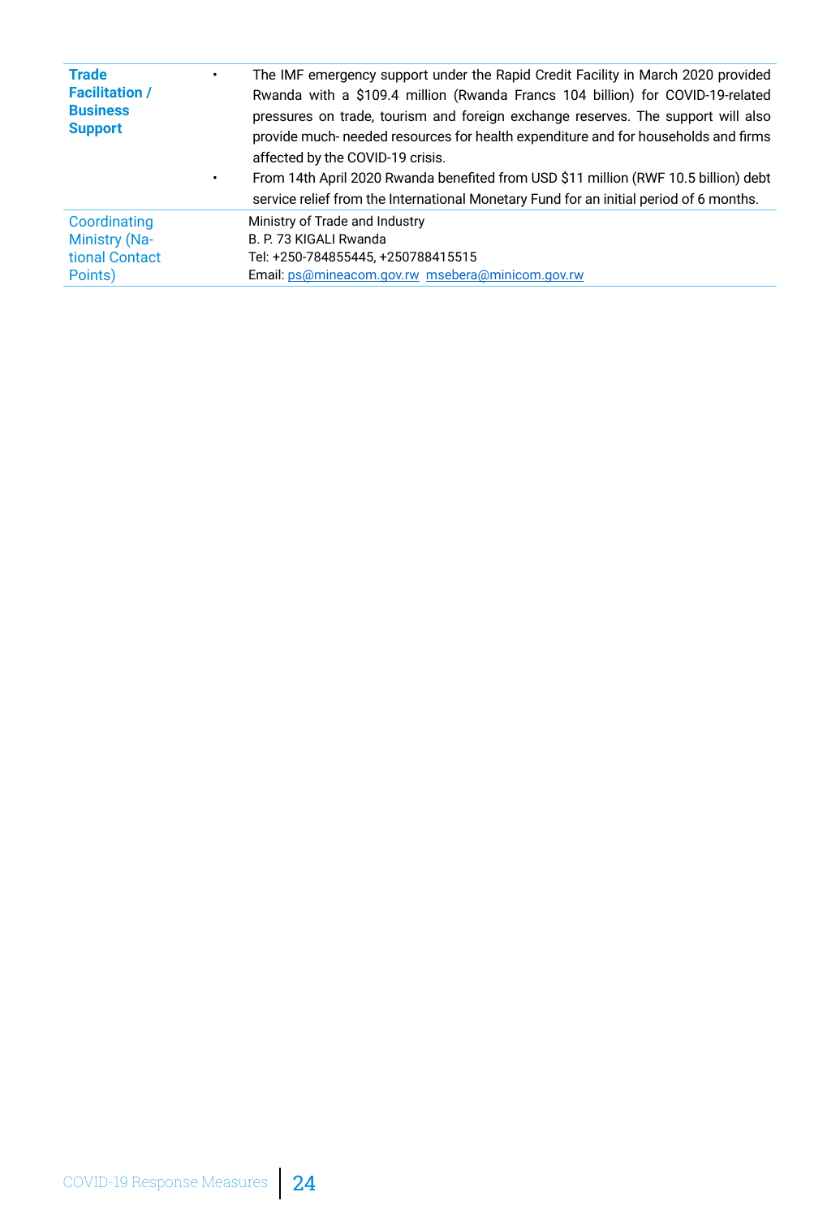| | |
|---|---|
| **Trade Facilitation / Business Support** | • The IMF emergency support under the Rapid Credit Facility in March 2020 provided Rwanda with a $109.4 million (Rwanda Francs 104 billion) for COVID-19-related pressures on trade, tourism and foreign exchange reserves. The support will also provide much- needed resources for health expenditure and for households and firms affected by the COVID-19 crisis.<br>• From 14th April 2020 Rwanda benefited from USD $11 million (RWF 10.5 billion) debt service relief from the International Monetary Fund for an initial period of 6 months. |
| Coordinating Ministry (National Contact Points) | Ministry of Trade and Industry<br>B. P. 73 KIGALI Rwanda<br>Tel: +250-784855445, +250788415515<br>Email: ps@mineacom.gov.rw msebera@minicom.gov.rw |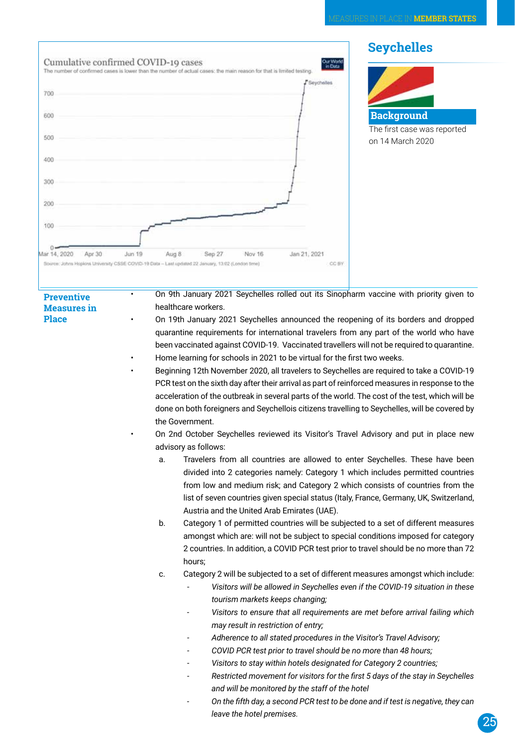## Seychelles

### Background

The first case was reported on 14 March 2020

Cumulative confirmed COVID-19 cases

The number of confirmed cases is lower than the number of actual cases; the main reason for that is limited testing.

Source: Johns Hopkins University CSSE COVID-19 Data – Last updated 22 January, 13:02 (London time)

### Preventive Measures in Place

- On 9th January 2021 Seychelles rolled out its Sinopharm vaccine with priority given to healthcare workers.
- On 19th January 2021 Seychelles announced the reopening of its borders and dropped quarantine requirements for international travelers from any part of the world who have been vaccinated against COVID-19. Vaccinated travellers will not be required to quarantine.
- Home learning for schools in 2021 to be virtual for the first two weeks.
- Beginning 12th November 2020, all travelers to Seychelles are required to take a COVID-19 PCR test on the sixth day after their arrival as part of reinforced measures in response to the acceleration of the outbreak in several parts of the world. The cost of the test, which will be done on both foreigners and Seychellois citizens travelling to Seychelles, will be covered by the Government.
- On 2nd October Seychelles reviewed its Visitor's Travel Advisory and put in place new advisory as follows:
  a. Travelers from all countries are allowed to enter Seychelles. These have been divided into 2 categories namely: Category 1 which includes permitted countries from low and medium risk; and Category 2 which consists of countries from the list of seven countries given special status (Italy, France, Germany, UK, Switzerland, Austria and the United Arab Emirates (UAE).
  b. Category 1 of permitted countries will be subjected to a set of different measures amongst which are: will not be subject to special conditions imposed for category 2 countries. In addition, a COVID PCR test prior to travel should be no more than 72 hours;
  c. Category 2 will be subjected to a set of different measures amongst which include:
     - *Visitors will be allowed in Seychelles even if the COVID-19 situation in these tourism markets keeps changing;*
     - *Visitors to ensure that all requirements are met before arrival failing which may result in restriction of entry;*
     - *Adherence to all stated procedures in the Visitor's Travel Advisory;*
     - *COVID PCR test prior to travel should be no more than 48 hours;*
     - *Visitors to stay within hotels designated for Category 2 countries;*
     - *Restricted movement for visitors for the first 5 days of the stay in Seychelles and will be monitored by the staff of the hotel*
     - *On the fifth day, a second PCR test to be done and if test is negative, they can leave the hotel premises.*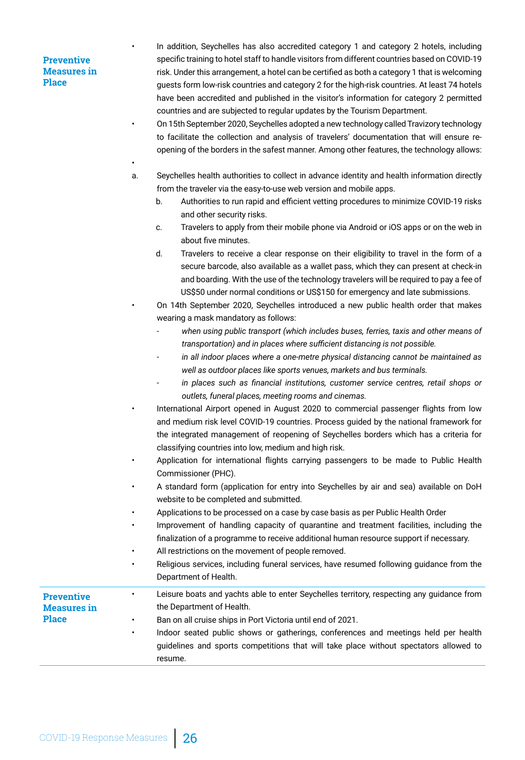| | |
|---|---|
| **Preventive Measures in Place** | • In addition, Seychelles has also accredited category 1 and category 2 hotels, including specific training to hotel staff to handle visitors from different countries based on COVID-19 risk. Under this arrangement, a hotel can be certified as both a category 1 that is welcoming guests form low-risk countries and category 2 for the high-risk countries. At least 74 hotels have been accredited and published in the visitor's information for category 2 permitted countries and are subjected to regular updates by the Tourism Department.<br>• On 15th September 2020, Seychelles adopted a new technology called Travizory technology to facilitate the collection and analysis of travelers' documentation that will ensure re-opening of the borders in the safest manner. Among other features, the technology allows:<br>•<br>a. Seychelles health authorities to collect in advance identity and health information directly from the traveler via the easy-to-use web version and mobile apps.<br>b. Authorities to run rapid and efficient vetting procedures to minimize COVID-19 risks and other security risks.<br>c. Travelers to apply from their mobile phone via Android or iOS apps or on the web in about five minutes.<br>d. Travelers to receive a clear response on their eligibility to travel in the form of a secure barcode, also available as a wallet pass, which they can present at check-in and boarding. With the use of the technology travelers will be required to pay a fee of US$50 under normal conditions or US$150 for emergency and late submissions.<br>• On 14th September 2020, Seychelles introduced a new public health order that makes wearing a mask mandatory as follows:<br>- *when using public transport (which includes buses, ferries, taxis and other means of transportation) and in places where sufficient distancing is not possible.*<br>- *in all indoor places where a one-metre physical distancing cannot be maintained as well as outdoor places like sports venues, markets and bus terminals.*<br>- *in places such as financial institutions, customer service centres, retail shops or outlets, funeral places, meeting rooms and cinemas.*<br>• International Airport opened in August 2020 to commercial passenger flights from low and medium risk level COVID-19 countries. Process guided by the national framework for the integrated management of reopening of Seychelles borders which has a criteria for classifying countries into low, medium and high risk.<br>• Application for international flights carrying passengers to be made to Public Health Commissioner (PHC).<br>• A standard form (application for entry into Seychelles by air and sea) available on DoH website to be completed and submitted.<br>• Applications to be processed on a case by case basis as per Public Health Order<br>• Improvement of handling capacity of quarantine and treatment facilities, including the finalization of a programme to receive additional human resource support if necessary.<br>• All restrictions on the movement of people removed.<br>• Religious services, including funeral services, have resumed following guidance from the Department of Health. |
| **Preventive Measures in Place** | • Leisure boats and yachts able to enter Seychelles territory, respecting any guidance from the Department of Health.<br>• Ban on all cruise ships in Port Victoria until end of 2021.<br>• Indoor seated public shows or gatherings, conferences and meetings held per health guidelines and sports competitions that will take place without spectators allowed to resume. |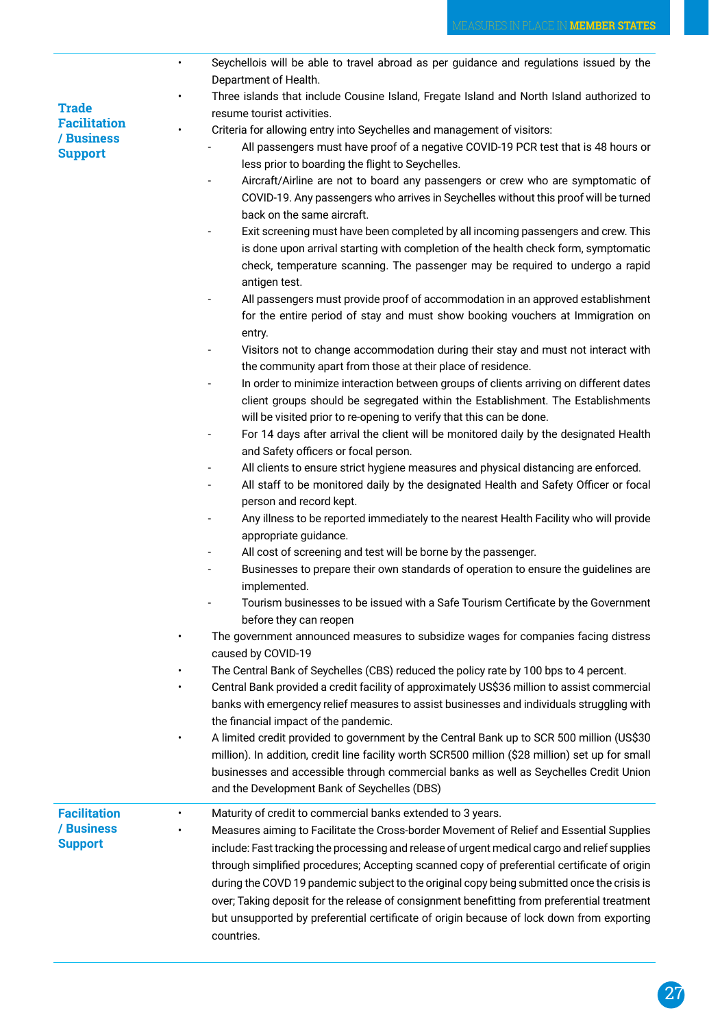| | |
|---|---|
| **Trade Facilitation / Business Support** | • Seychellois will be able to travel abroad as per guidance and regulations issued by the Department of Health.<br>• Three islands that include Cousine Island, Fregate Island and North Island authorized to resume tourist activities.<br>• Criteria for allowing entry into Seychelles and management of visitors:<br>- All passengers must have proof of a negative COVID-19 PCR test that is 48 hours or less prior to boarding the flight to Seychelles.<br>- Aircraft/Airline are not to board any passengers or crew who are symptomatic of COVID-19. Any passengers who arrives in Seychelles without this proof will be turned back on the same aircraft.<br>- Exit screening must have been completed by all incoming passengers and crew. This is done upon arrival starting with completion of the health check form, symptomatic check, temperature scanning. The passenger may be required to undergo a rapid antigen test.<br>- All passengers must provide proof of accommodation in an approved establishment for the entire period of stay and must show booking vouchers at Immigration on entry.<br>- Visitors not to change accommodation during their stay and must not interact with the community apart from those at their place of residence.<br>- In order to minimize interaction between groups of clients arriving on different dates client groups should be segregated within the Establishment. The Establishments will be visited prior to re-opening to verify that this can be done.<br>- For 14 days after arrival the client will be monitored daily by the designated Health and Safety officers or focal person.<br>- All clients to ensure strict hygiene measures and physical distancing are enforced.<br>- All staff to be monitored daily by the designated Health and Safety Officer or focal person and record kept.<br>- Any illness to be reported immediately to the nearest Health Facility who will provide appropriate guidance.<br>- All cost of screening and test will be borne by the passenger.<br>- Businesses to prepare their own standards of operation to ensure the guidelines are implemented.<br>- Tourism businesses to be issued with a Safe Tourism Certificate by the Government before they can reopen<br>• The government announced measures to subsidize wages for companies facing distress caused by COVID-19<br>• The Central Bank of Seychelles (CBS) reduced the policy rate by 100 bps to 4 percent.<br>• Central Bank provided a credit facility of approximately US$36 million to assist commercial banks with emergency relief measures to assist businesses and individuals struggling with the financial impact of the pandemic.<br>• A limited credit provided to government by the Central Bank up to SCR 500 million (US$30 million). In addition, credit line facility worth SCR500 million ($28 million) set up for small businesses and accessible through commercial banks as well as Seychelles Credit Union and the Development Bank of Seychelles (DBS) |
| **Facilitation / Business Support** | • Maturity of credit to commercial banks extended to 3 years.<br>• Measures aiming to Facilitate the Cross-border Movement of Relief and Essential Supplies include: Fast tracking the processing and release of urgent medical cargo and relief supplies through simplified procedures; Accepting scanned copy of preferential certificate of origin during the COVD 19 pandemic subject to the original copy being submitted once the crisis is over; Taking deposit for the release of consignment benefitting from preferential treatment but unsupported by preferential certificate of origin because of lock down from exporting countries. |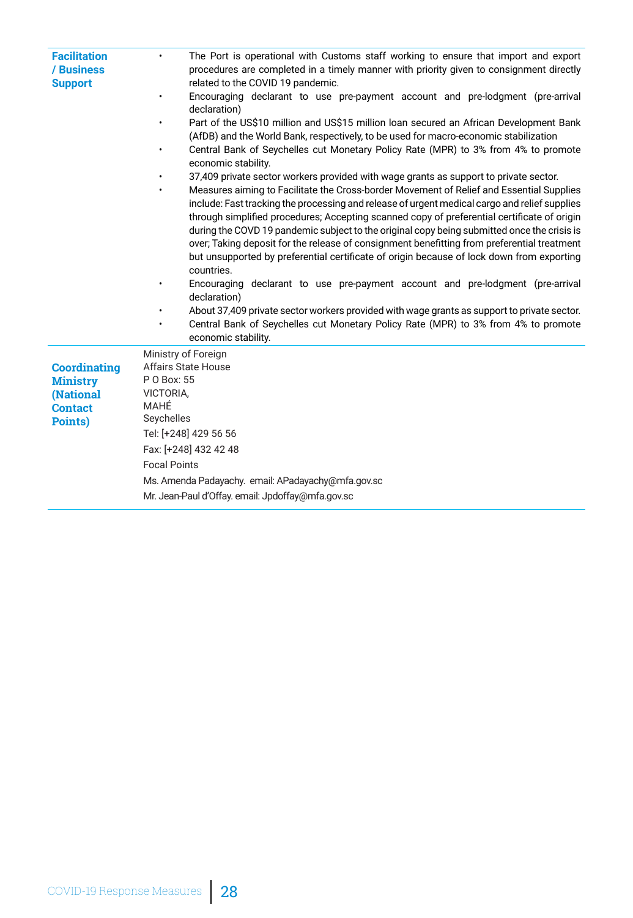| | |
|---|---|
| **Facilitation / Business Support** | • The Port is operational with Customs staff working to ensure that import and export procedures are completed in a timely manner with priority given to consignment directly related to the COVID 19 pandemic.<br>• Encouraging declarant to use pre-payment account and pre-lodgment (pre-arrival declaration)<br>• Part of the US$10 million and US$15 million loan secured an African Development Bank (AfDB) and the World Bank, respectively, to be used for macro-economic stabilization<br>• Central Bank of Seychelles cut Monetary Policy Rate (MPR) to 3% from 4% to promote economic stability.<br>• 37,409 private sector workers provided with wage grants as support to private sector.<br>• Measures aiming to Facilitate the Cross-border Movement of Relief and Essential Supplies include: Fast tracking the processing and release of urgent medical cargo and relief supplies through simplified procedures; Accepting scanned copy of preferential certificate of origin during the COVD 19 pandemic subject to the original copy being submitted once the crisis is over; Taking deposit for the release of consignment benefitting from preferential treatment but unsupported by preferential certificate of origin because of lock down from exporting countries.<br>• Encouraging declarant to use pre-payment account and pre-lodgment (pre-arrival declaration)<br>• About 37,409 private sector workers provided with wage grants as support to private sector.<br>• Central Bank of Seychelles cut Monetary Policy Rate (MPR) to 3% from 4% to promote economic stability. |
| **Coordinating Ministry (National Contact Points)** | Ministry of Foreign<br>Affairs State House<br>P O Box: 55<br>VICTORIA,<br>MAHÉ<br>Seychelles<br>Tel: [+248] 429 56 56<br>Fax: [+248] 432 42 48<br>Focal Points<br>Ms. Amenda Padayachy. email: APadayachy@mfa.gov.sc<br>Mr. Jean-Paul d'Offay. email: Jpdoffay@mfa.gov.sc |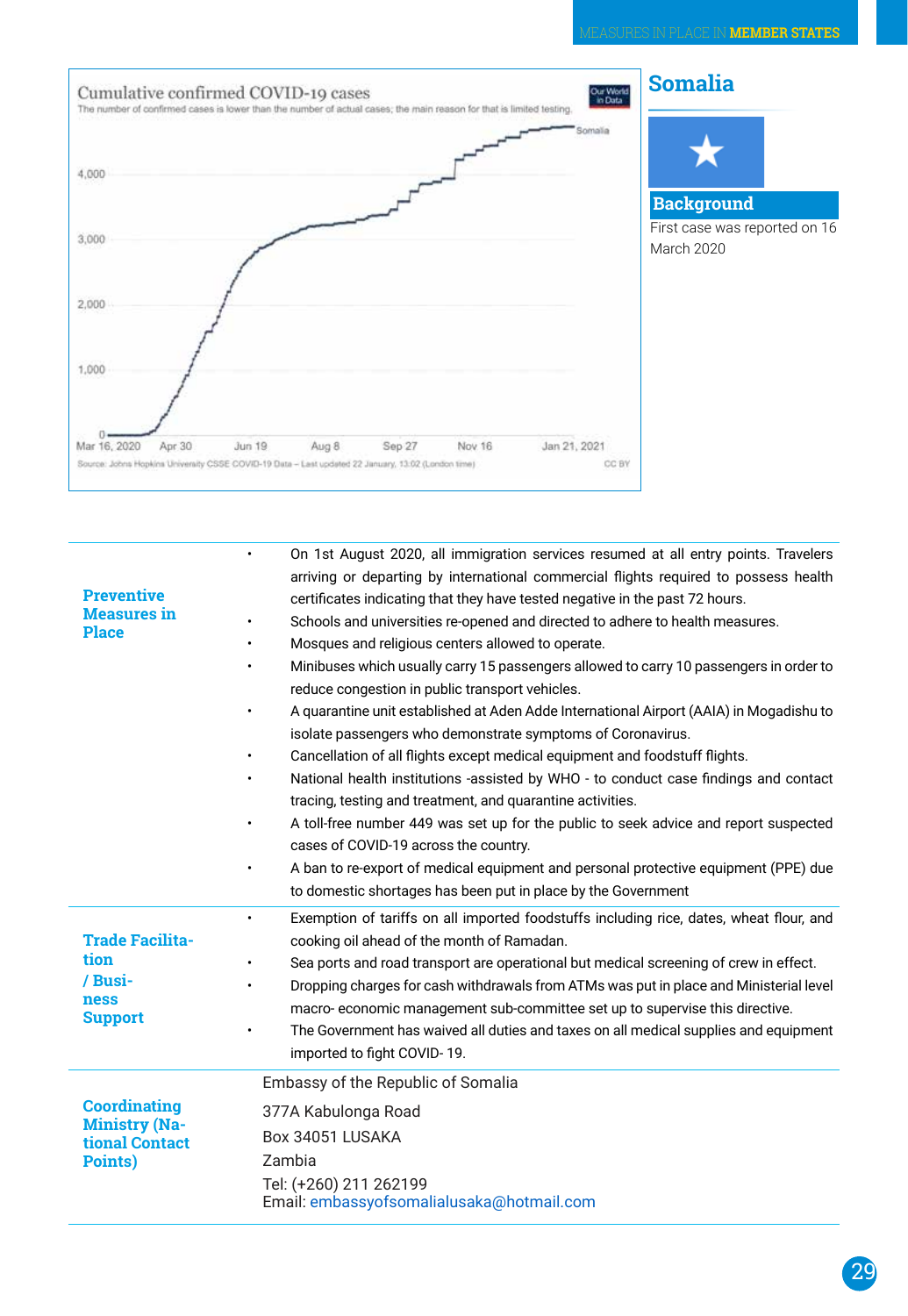# Somalia

## Background

First case was reported on 16 March 2020

| | |
|---|---|
| **Preventive Measures in Place** | • On 1st August 2020, all immigration services resumed at all entry points. Travelers arriving or departing by international commercial flights required to possess health certificates indicating that they have tested negative in the past 72 hours.<br>• Schools and universities re-opened and directed to adhere to health measures.<br>• Mosques and religious centers allowed to operate.<br>• Minibuses which usually carry 15 passengers allowed to carry 10 passengers in order to reduce congestion in public transport vehicles.<br>• A quarantine unit established at Aden Adde International Airport (AAIA) in Mogadishu to isolate passengers who demonstrate symptoms of Coronavirus.<br>• Cancellation of all flights except medical equipment and foodstuff flights.<br>• National health institutions -assisted by WHO - to conduct case findings and contact tracing, testing and treatment, and quarantine activities.<br>• A toll-free number 449 was set up for the public to seek advice and report suspected cases of COVID-19 across the country.<br>• A ban to re-export of medical equipment and personal protective equipment (PPE) due to domestic shortages has been put in place by the Government |
| **Trade Facilitation / Business Support** | • Exemption of tariffs on all imported foodstuffs including rice, dates, wheat flour, and cooking oil ahead of the month of Ramadan.<br>• Sea ports and road transport are operational but medical screening of crew in effect.<br>• Dropping charges for cash withdrawals from ATMs was put in place and Ministerial level macro- economic management sub-committee set up to supervise this directive.<br>• The Government has waived all duties and taxes on all medical supplies and equipment imported to fight COVID- 19. |
| **Coordinating Ministry (National Contact Points)** | Embassy of the Republic of Somalia<br>377A Kabulonga Road<br>Box 34051 LUSAKA<br>Zambia<br>Tel: (+260) 211 262199<br>Email: embassyofsomalialusaka@hotmail.com |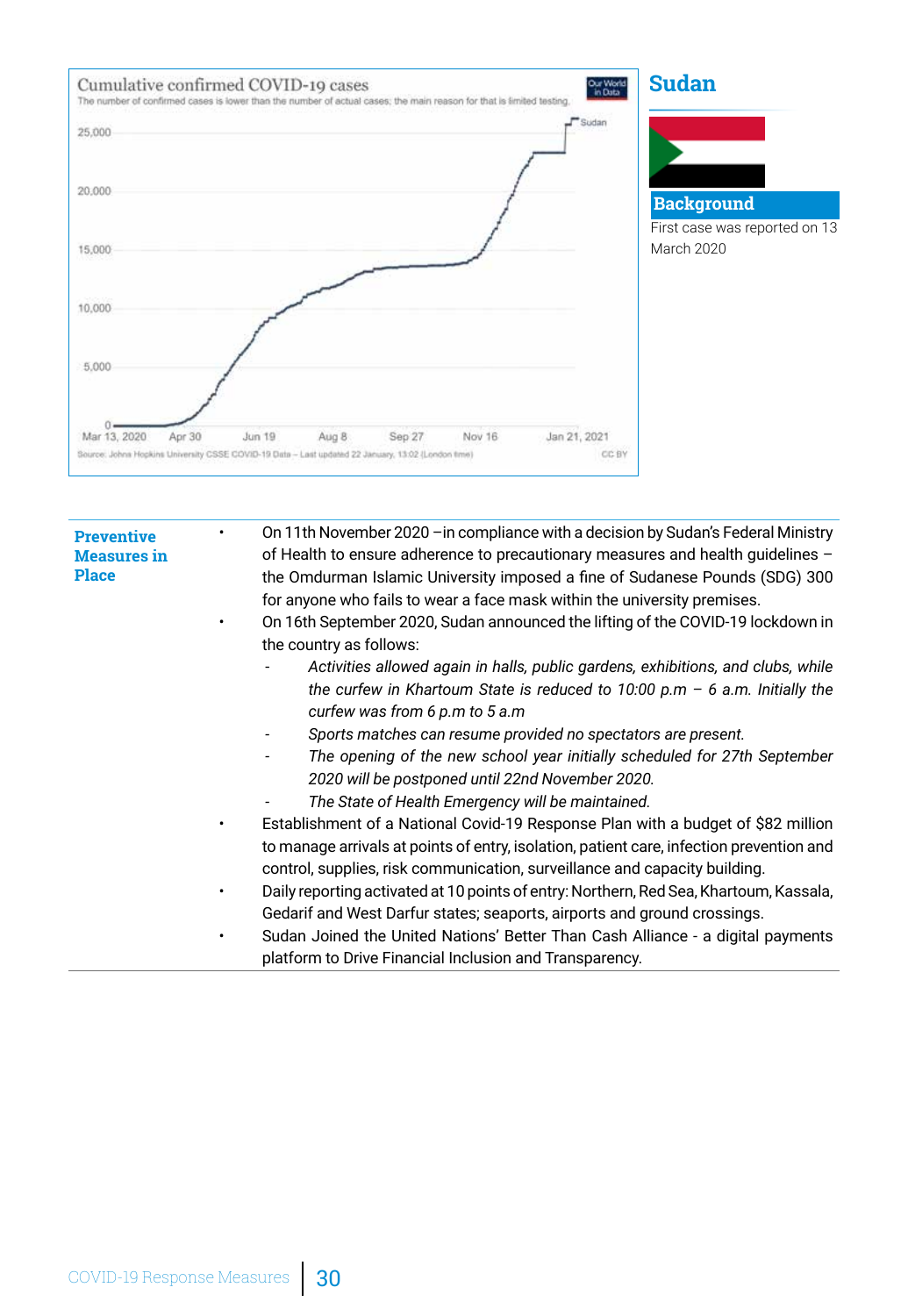## Cumulative confirmed COVID-19 cases

The number of confirmed cases is lower than the number of actual cases; the main reason for that is limited testing.

Sudan

25,000
20,000
15,000
10,000
5,000
0

Mar 13, 2020 | Apr 30 | Jun 19 | Aug 8 | Sep 27 | Nov 16 | Jan 21, 2021

Source: Johns Hopkins University CSSE COVID-19 Data – Last updated 22 January, 13:02 (London time)

CC BY

# Sudan

## Background

First case was reported on 13 March 2020

## Preventive Measures in Place

- On 11th November 2020 –in compliance with a decision by Sudan's Federal Ministry of Health to ensure adherence to precautionary measures and health guidelines – the Omdurman Islamic University imposed a fine of Sudanese Pounds (SDG) 300 for anyone who fails to wear a face mask within the university premises.
- On 16th September 2020, Sudan announced the lifting of the COVID-19 lockdown in the country as follows:
  - *Activities allowed again in halls, public gardens, exhibitions, and clubs, while the curfew in Khartoum State is reduced to 10:00 p.m – 6 a.m. Initially the curfew was from 6 p.m to 5 a.m*
  - *Sports matches can resume provided no spectators are present.*
  - *The opening of the new school year initially scheduled for 27th September 2020 will be postponed until 22nd November 2020.*
  - *The State of Health Emergency will be maintained.*
- Establishment of a National Covid-19 Response Plan with a budget of $82 million to manage arrivals at points of entry, isolation, patient care, infection prevention and control, supplies, risk communication, surveillance and capacity building.
- Daily reporting activated at 10 points of entry: Northern, Red Sea, Khartoum, Kassala, Gedarif and West Darfur states; seaports, airports and ground crossings.
- Sudan Joined the United Nations' Better Than Cash Alliance - a digital payments platform to Drive Financial Inclusion and Transparency.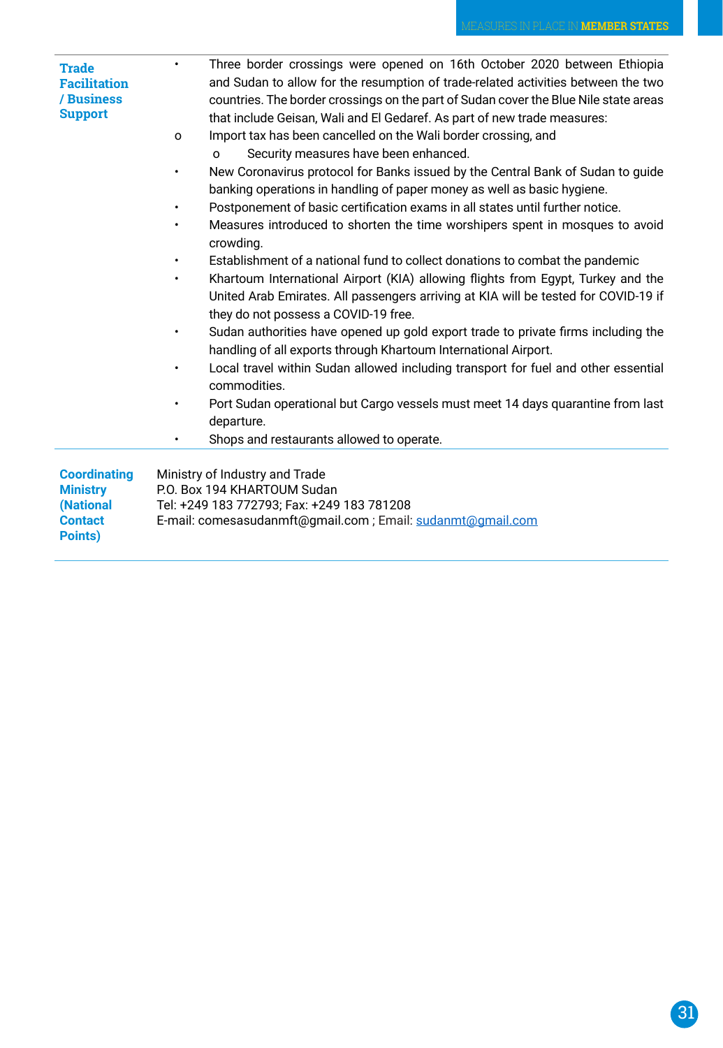| | |
|---|---|
| **Trade Facilitation / Business Support** | • Three border crossings were opened on 16th October 2020 between Ethiopia and Sudan to allow for the resumption of trade-related activities between the two countries. The border crossings on the part of Sudan cover the Blue Nile state areas that include Geisan, Wali and El Gedaref. As part of new trade measures:<br>o Import tax has been cancelled on the Wali border crossing, and<br>o Security measures have been enhanced.<br>• New Coronavirus protocol for Banks issued by the Central Bank of Sudan to guide banking operations in handling of paper money as well as basic hygiene.<br>• Postponement of basic certification exams in all states until further notice.<br>• Measures introduced to shorten the time worshipers spent in mosques to avoid crowding.<br>• Establishment of a national fund to collect donations to combat the pandemic<br>• Khartoum International Airport (KIA) allowing flights from Egypt, Turkey and the United Arab Emirates. All passengers arriving at KIA will be tested for COVID-19 if they do not possess a COVID-19 free.<br>• Sudan authorities have opened up gold export trade to private firms including the handling of all exports through Khartoum International Airport.<br>• Local travel within Sudan allowed including transport for fuel and other essential commodities.<br>• Port Sudan operational but Cargo vessels must meet 14 days quarantine from last departure.<br>• Shops and restaurants allowed to operate. |
| **Coordinating Ministry (National Contact Points)** | Ministry of Industry and Trade<br>P.O. Box 194 KHARTOUM Sudan<br>Tel: +249 183 772793; Fax: +249 183 781208<br>E-mail: comesasudanmft@gmail.com ; Email: sudanmt@gmail.com |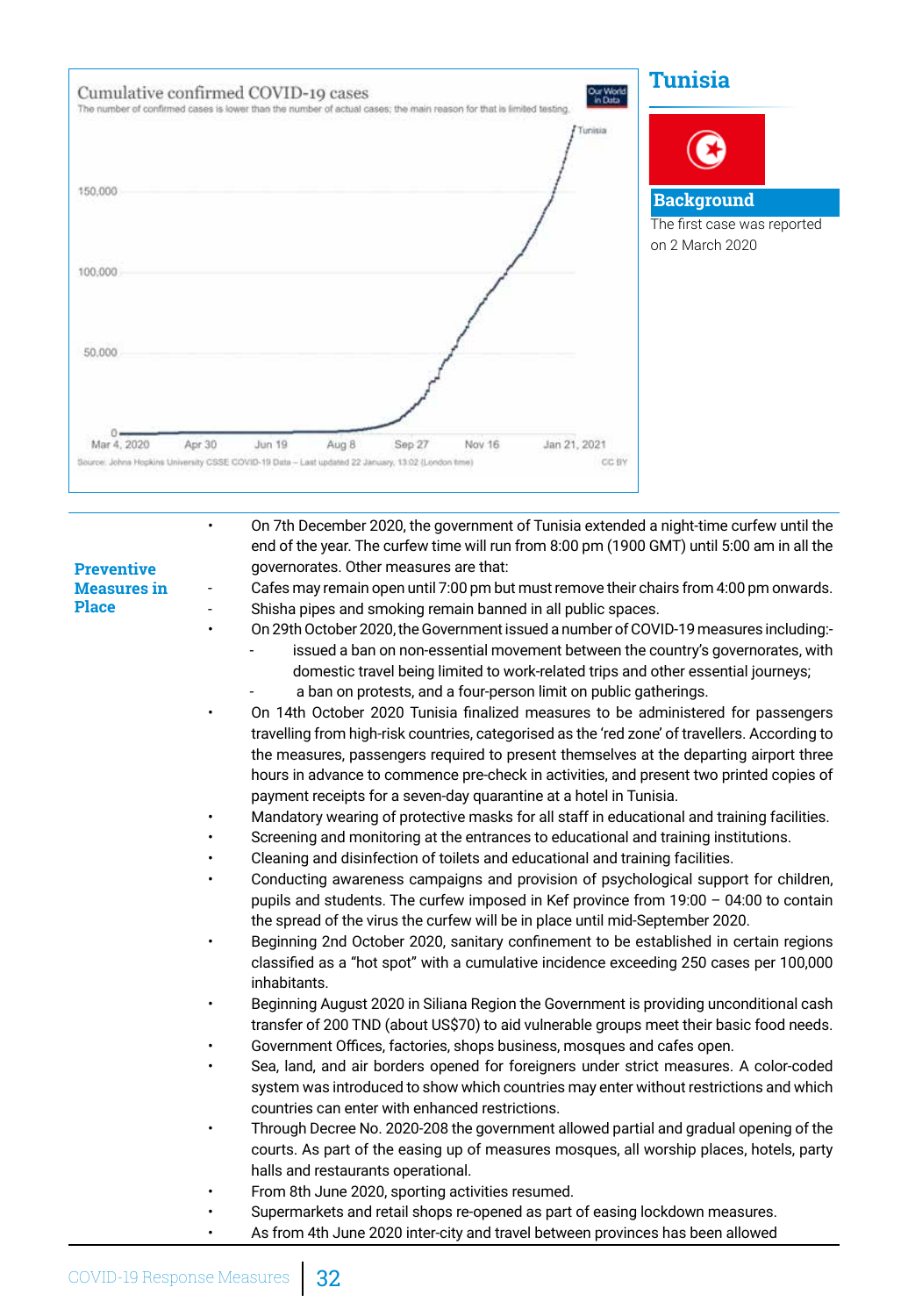Cumulative confirmed COVID-19 cases

The number of confirmed cases is lower than the number of actual cases; the main reason for that is limited testing.

Source: Johns Hopkins University CSSE COVID-19 Data – Last updated 22 January, 13:02 (London time)

# Tunisia

## Background

The first case was reported on 2 March 2020

## Preventive Measures in Place

- On 7th December 2020, the government of Tunisia extended a night-time curfew until the end of the year. The curfew time will run from 8:00 pm (1900 GMT) until 5:00 am in all the governorates. Other measures are that:
  - Cafes may remain open until 7:00 pm but must remove their chairs from 4:00 pm onwards.
  - Shisha pipes and smoking remain banned in all public spaces.
- On 29th October 2020, the Government issued a number of COVID-19 measures including:-
  - issued a ban on non-essential movement between the country's governorates, with domestic travel being limited to work-related trips and other essential journeys;
  - a ban on protests, and a four-person limit on public gatherings.
- On 14th October 2020 Tunisia finalized measures to be administered for passengers travelling from high-risk countries, categorised as the 'red zone' of travellers. According to the measures, passengers required to present themselves at the departing airport three hours in advance to commence pre-check in activities, and present two printed copies of payment receipts for a seven-day quarantine at a hotel in Tunisia.
- Mandatory wearing of protective masks for all staff in educational and training facilities.
- Screening and monitoring at the entrances to educational and training institutions.
- Cleaning and disinfection of toilets and educational and training facilities.
- Conducting awareness campaigns and provision of psychological support for children, pupils and students. The curfew imposed in Kef province from 19:00 – 04:00 to contain the spread of the virus the curfew will be in place until mid-September 2020.
- Beginning 2nd October 2020, sanitary confinement to be established in certain regions classified as a "hot spot" with a cumulative incidence exceeding 250 cases per 100,000 inhabitants.
- Beginning August 2020 in Siliana Region the Government is providing unconditional cash transfer of 200 TND (about US$70) to aid vulnerable groups meet their basic food needs.
- Government Offices, factories, shops business, mosques and cafes open.
- Sea, land, and air borders opened for foreigners under strict measures. A color-coded system was introduced to show which countries may enter without restrictions and which countries can enter with enhanced restrictions.
- Through Decree No. 2020-208 the government allowed partial and gradual opening of the courts. As part of the easing up of measures mosques, all worship places, hotels, party halls and restaurants operational.
- From 8th June 2020, sporting activities resumed.
- Supermarkets and retail shops re-opened as part of easing lockdown measures.
- As from 4th June 2020 inter-city and travel between provinces has been allowed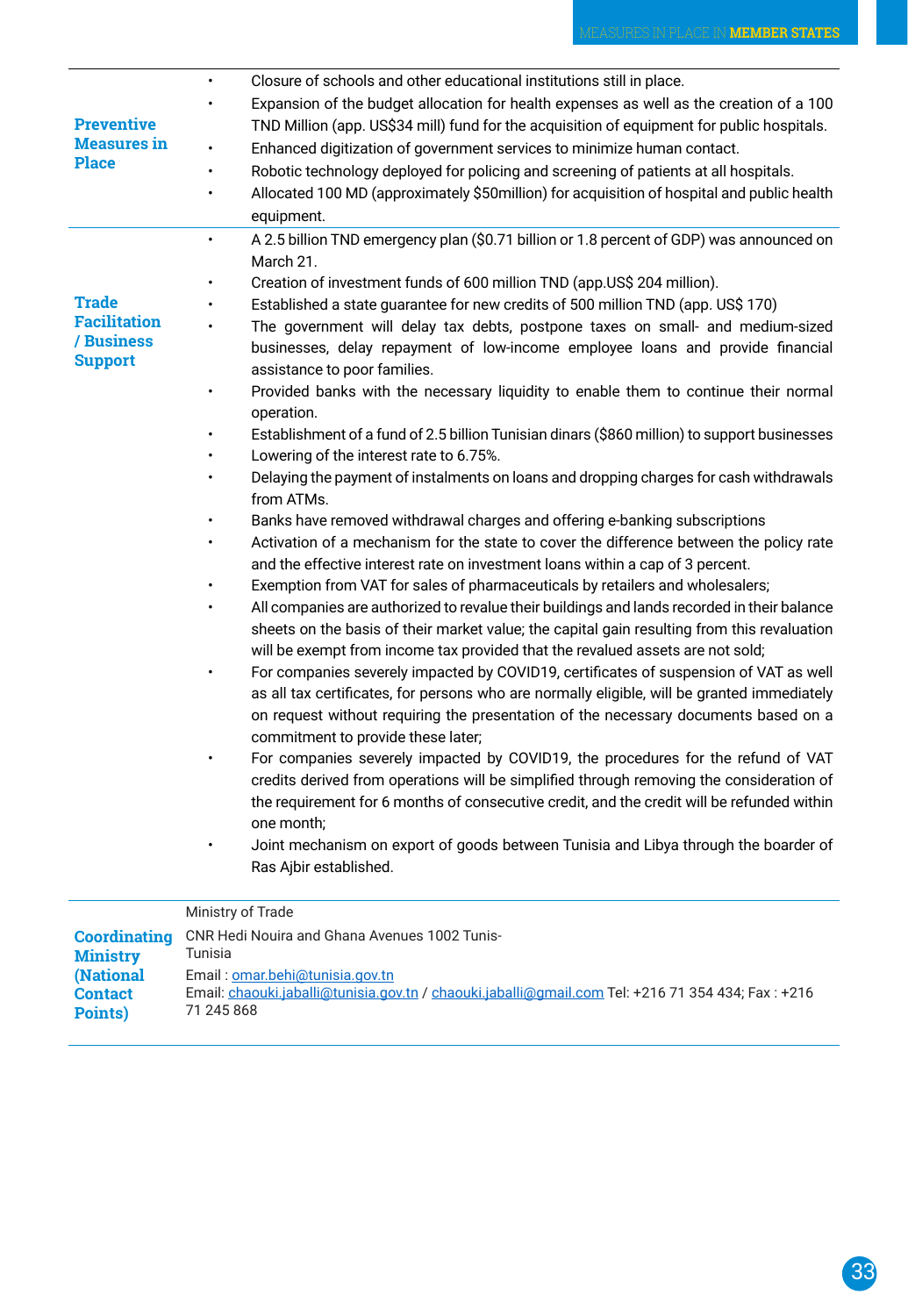| | |
|---|---|
| **Preventive Measures in Place** | • Closure of schools and other educational institutions still in place.<br>• Expansion of the budget allocation for health expenses as well as the creation of a 100 TND Million (app. US$34 mill) fund for the acquisition of equipment for public hospitals.<br>• Enhanced digitization of government services to minimize human contact.<br>• Robotic technology deployed for policing and screening of patients at all hospitals.<br>• Allocated 100 MD (approximately $50million) for acquisition of hospital and public health equipment. |
| **Trade Facilitation / Business Support** | • A 2.5 billion TND emergency plan ($0.71 billion or 1.8 percent of GDP) was announced on March 21.<br>• Creation of investment funds of 600 million TND (app.US$ 204 million).<br>• Established a state guarantee for new credits of 500 million TND (app. US$ 170)<br>• The government will delay tax debts, postpone taxes on small- and medium-sized businesses, delay repayment of low-income employee loans and provide financial assistance to poor families.<br>• Provided banks with the necessary liquidity to enable them to continue their normal operation.<br>• Establishment of a fund of 2.5 billion Tunisian dinars ($860 million) to support businesses<br>• Lowering of the interest rate to 6.75%.<br>• Delaying the payment of instalments on loans and dropping charges for cash withdrawals from ATMs.<br>• Banks have removed withdrawal charges and offering e-banking subscriptions<br>• Activation of a mechanism for the state to cover the difference between the policy rate and the effective interest rate on investment loans within a cap of 3 percent.<br>• Exemption from VAT for sales of pharmaceuticals by retailers and wholesalers;<br>• All companies are authorized to revalue their buildings and lands recorded in their balance sheets on the basis of their market value; the capital gain resulting from this revaluation will be exempt from income tax provided that the revalued assets are not sold;<br>• For companies severely impacted by COVID19, certificates of suspension of VAT as well as all tax certificates, for persons who are normally eligible, will be granted immediately on request without requiring the presentation of the necessary documents based on a commitment to provide these later;<br>• For companies severely impacted by COVID19, the procedures for the refund of VAT credits derived from operations will be simplified through removing the consideration of the requirement for 6 months of consecutive credit, and the credit will be refunded within one month;<br>• Joint mechanism on export of goods between Tunisia and Libya through the boarder of Ras Ajbir established. |
| **Coordinating Ministry (National Contact Points)** | Ministry of Trade<br>CNR Hedi Nouira and Ghana Avenues 1002 Tunis-Tunisia<br>Email : omar.behi@tunisia.gov.tn<br>Email: chaouki.jaballi@tunisia.gov.tn / chaouki.jaballi@gmail.com Tel: +216 71 354 434; Fax : +216 71 245 868 |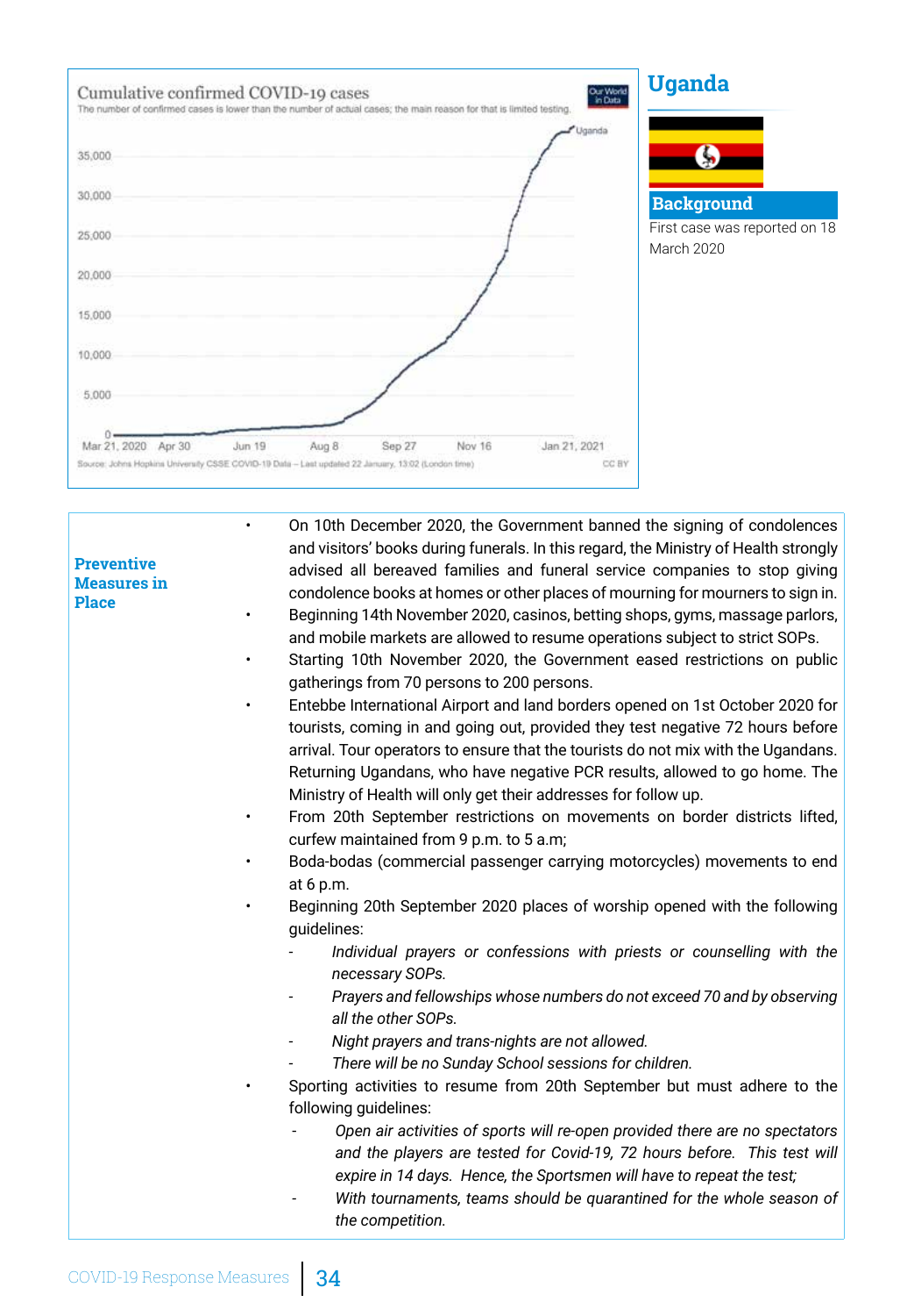Cumulative confirmed COVID-19 cases

The number of confirmed cases is lower than the number of actual cases; the main reason for that is limited testing.

Source: Johns Hopkins University CSSE COVID-19 Data – Last updated 22 January, 13:02 (London time)

## Uganda

### Background

First case was reported on 18 March 2020

### Preventive Measures in Place

- On 10th December 2020, the Government banned the signing of condolences and visitors' books during funerals. In this regard, the Ministry of Health strongly advised all bereaved families and funeral service companies to stop giving condolence books at homes or other places of mourning for mourners to sign in.
- Beginning 14th November 2020, casinos, betting shops, gyms, massage parlors, and mobile markets are allowed to resume operations subject to strict SOPs.
- Starting 10th November 2020, the Government eased restrictions on public gatherings from 70 persons to 200 persons.
- Entebbe International Airport and land borders opened on 1st October 2020 for tourists, coming in and going out, provided they test negative 72 hours before arrival. Tour operators to ensure that the tourists do not mix with the Ugandans. Returning Ugandans, who have negative PCR results, allowed to go home. The Ministry of Health will only get their addresses for follow up.
- From 20th September restrictions on movements on border districts lifted, curfew maintained from 9 p.m. to 5 a.m;
- Boda-bodas (commercial passenger carrying motorcycles) movements to end at 6 p.m.
- Beginning 20th September 2020 places of worship opened with the following guidelines:
    - *Individual prayers or confessions with priests or counselling with the necessary SOPs.*
    - *Prayers and fellowships whose numbers do not exceed 70 and by observing all the other SOPs.*
    - *Night prayers and trans-nights are not allowed.*
    - *There will be no Sunday School sessions for children.*
- Sporting activities to resume from 20th September but must adhere to the following guidelines:
    - *Open air activities of sports will re-open provided there are no spectators and the players are tested for Covid-19, 72 hours before. This test will expire in 14 days. Hence, the Sportsmen will have to repeat the test;*
    - *With tournaments, teams should be quarantined for the whole season of the competition.*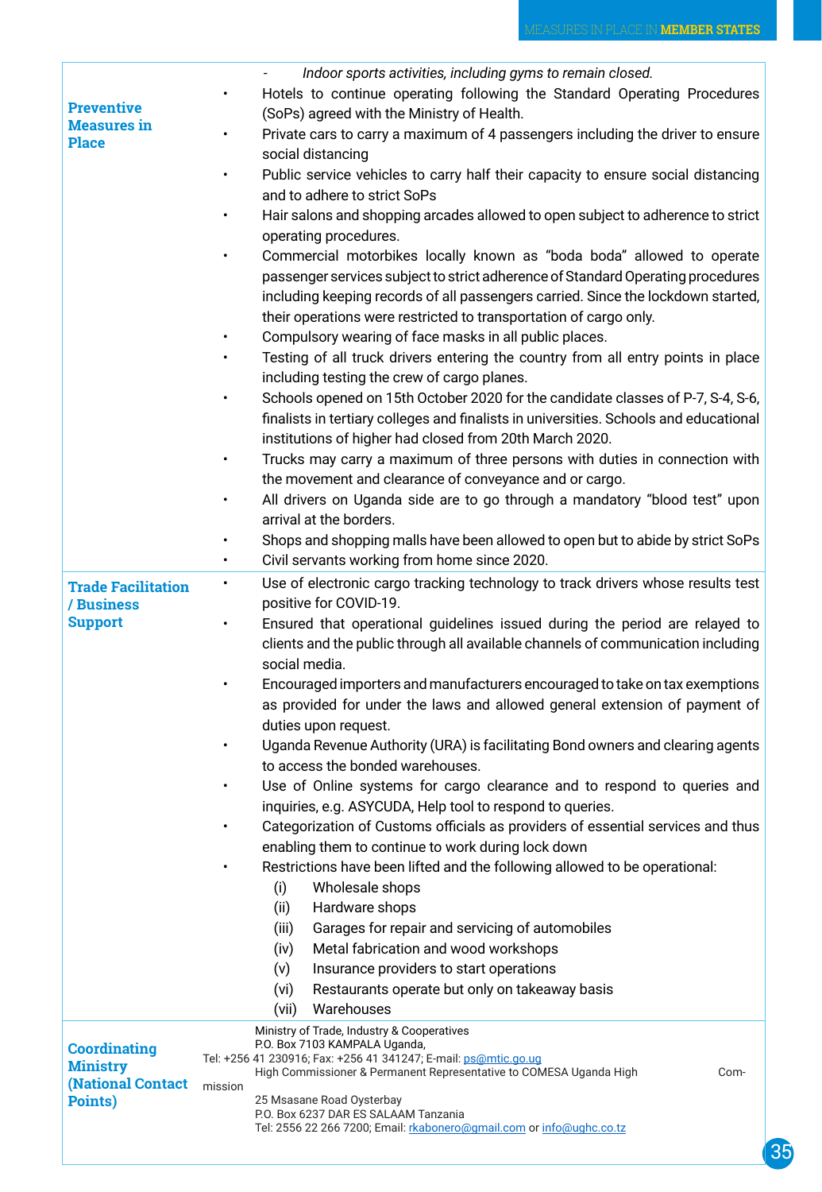| | |
|---|---|
| **Preventive Measures in Place** | - *Indoor sports activities, including gyms to remain closed.*<br>• Hotels to continue operating following the Standard Operating Procedures (SoPs) agreed with the Ministry of Health.<br>• Private cars to carry a maximum of 4 passengers including the driver to ensure social distancing<br>• Public service vehicles to carry half their capacity to ensure social distancing and to adhere to strict SoPs<br>• Hair salons and shopping arcades allowed to open subject to adherence to strict operating procedures.<br>• Commercial motorbikes locally known as "boda boda" allowed to operate passenger services subject to strict adherence of Standard Operating procedures including keeping records of all passengers carried. Since the lockdown started, their operations were restricted to transportation of cargo only.<br>• Compulsory wearing of face masks in all public places.<br>• Testing of all truck drivers entering the country from all entry points in place including testing the crew of cargo planes.<br>• Schools opened on 15th October 2020 for the candidate classes of P-7, S-4, S-6, finalists in tertiary colleges and finalists in universities. Schools and educational institutions of higher had closed from 20th March 2020.<br>• Trucks may carry a maximum of three persons with duties in connection with the movement and clearance of conveyance and or cargo.<br>• All drivers on Uganda side are to go through a mandatory "blood test" upon arrival at the borders.<br>• Shops and shopping malls have been allowed to open but to abide by strict SoPs<br>• Civil servants working from home since 2020. |
| **Trade Facilitation / Business Support** | • Use of electronic cargo tracking technology to track drivers whose results test positive for COVID-19.<br>• Ensured that operational guidelines issued during the period are relayed to clients and the public through all available channels of communication including social media.<br>• Encouraged importers and manufacturers encouraged to take on tax exemptions as provided for under the laws and allowed general extension of payment of duties upon request.<br>• Uganda Revenue Authority (URA) is facilitating Bond owners and clearing agents to access the bonded warehouses.<br>• Use of Online systems for cargo clearance and to respond to queries and inquiries, e.g. ASYCUDA, Help tool to respond to queries.<br>• Categorization of Customs officials as providers of essential services and thus enabling them to continue to work during lock down<br>• Restrictions have been lifted and the following allowed to be operational:<br>(i) Wholesale shops<br>(ii) Hardware shops<br>(iii) Garages for repair and servicing of automobiles<br>(iv) Metal fabrication and wood workshops<br>(v) Insurance providers to start operations<br>(vi) Restaurants operate but only on takeaway basis<br>(vii) Warehouses |
| **Coordinating Ministry (National Contact Points)** | Ministry of Trade, Industry & Cooperatives<br>P.O. Box 7103 KAMPALA Uganda,<br>Tel: +256 41 230916; Fax: +256 41 341247; E-mail: ps@mtic.go.ug<br>High Commissioner & Permanent Representative to COMESA Uganda High Commission<br>25 Msasane Road Oysterbay<br>P.O. Box 6237 DAR ES SALAAM Tanzania<br>Tel: 2556 22 266 7200; Email: rkabonero@gmail.com or info@ughc.co.tz |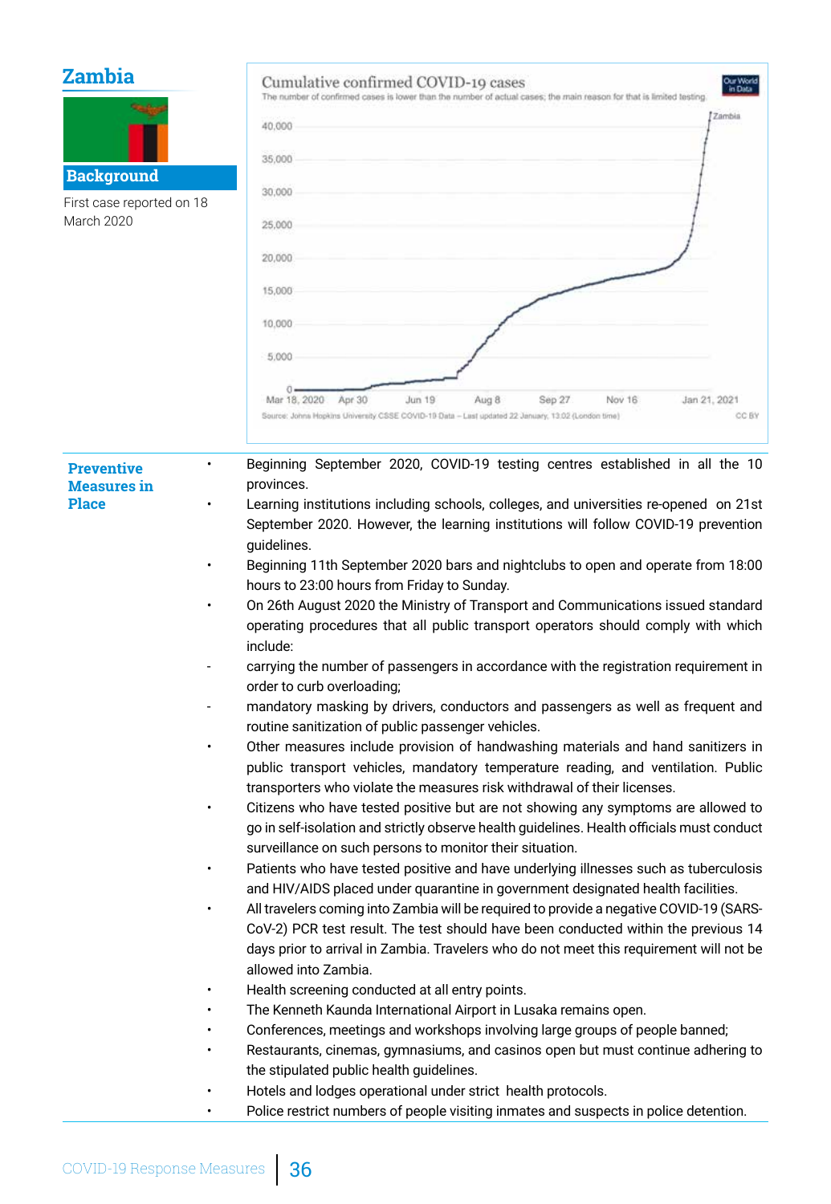# Zambia

## Background

First case reported on 18 March 2020

Cumulative confirmed COVID-19 cases

The number of confirmed cases is lower than the number of actual cases; the main reason for that is limited testing.

Source: Johns Hopkins University CSSE COVID-19 Data – Last updated 22 January, 13:02 (London time)

## Preventive Measures in Place

- Beginning September 2020, COVID-19 testing centres established in all the 10 provinces.
- Learning institutions including schools, colleges, and universities re-opened on 21st September 2020. However, the learning institutions will follow COVID-19 prevention guidelines.
- Beginning 11th September 2020 bars and nightclubs to open and operate from 18:00 hours to 23:00 hours from Friday to Sunday.
- On 26th August 2020 the Ministry of Transport and Communications issued standard operating procedures that all public transport operators should comply with which include:
  - carrying the number of passengers in accordance with the registration requirement in order to curb overloading;
  - mandatory masking by drivers, conductors and passengers as well as frequent and routine sanitization of public passenger vehicles.
- Other measures include provision of handwashing materials and hand sanitizers in public transport vehicles, mandatory temperature reading, and ventilation. Public transporters who violate the measures risk withdrawal of their licenses.
- Citizens who have tested positive but are not showing any symptoms are allowed to go in self-isolation and strictly observe health guidelines. Health officials must conduct surveillance on such persons to monitor their situation.
- Patients who have tested positive and have underlying illnesses such as tuberculosis and HIV/AIDS placed under quarantine in government designated health facilities.
- All travelers coming into Zambia will be required to provide a negative COVID-19 (SARS-CoV-2) PCR test result. The test should have been conducted within the previous 14 days prior to arrival in Zambia. Travelers who do not meet this requirement will not be allowed into Zambia.
- Health screening conducted at all entry points.
- The Kenneth Kaunda International Airport in Lusaka remains open.
- Conferences, meetings and workshops involving large groups of people banned;
- Restaurants, cinemas, gymnasiums, and casinos open but must continue adhering to the stipulated public health guidelines.
- Hotels and lodges operational under strict health protocols.
- Police restrict numbers of people visiting inmates and suspects in police detention.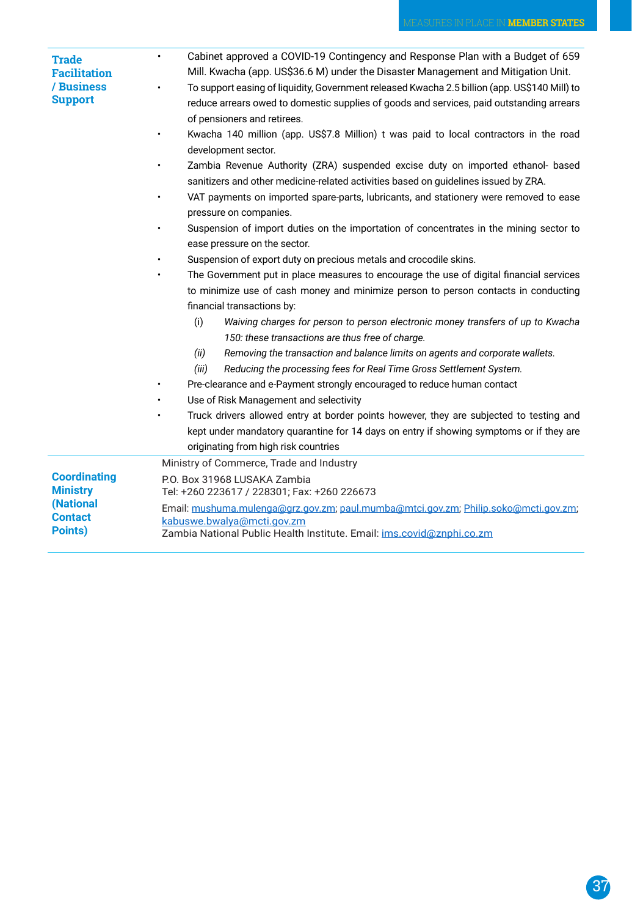| | |
|---|---|
| **Trade Facilitation / Business Support** | • Cabinet approved a COVID-19 Contingency and Response Plan with a Budget of 659 Mill. Kwacha (app. US$36.6 M) under the Disaster Management and Mitigation Unit.<br>• To support easing of liquidity, Government released Kwacha 2.5 billion (app. US$140 Mill) to reduce arrears owed to domestic supplies of goods and services, paid outstanding arrears of pensioners and retirees.<br>• Kwacha 140 million (app. US$7.8 Million) t was paid to local contractors in the road development sector.<br>• Zambia Revenue Authority (ZRA) suspended excise duty on imported ethanol- based sanitizers and other medicine-related activities based on guidelines issued by ZRA.<br>• VAT payments on imported spare-parts, lubricants, and stationery were removed to ease pressure on companies.<br>• Suspension of import duties on the importation of concentrates in the mining sector to ease pressure on the sector.<br>• Suspension of export duty on precious metals and crocodile skins.<br>• The Government put in place measures to encourage the use of digital financial services to minimize use of cash money and minimize person to person contacts in conducting financial transactions by:<br>(i) *Waiving charges for person to person electronic money transfers of up to Kwacha 150: these transactions are thus free of charge.*<br>*(ii) Removing the transaction and balance limits on agents and corporate wallets.*<br>*(iii) Reducing the processing fees for Real Time Gross Settlement System.*<br>• Pre-clearance and e-Payment strongly encouraged to reduce human contact<br>• Use of Risk Management and selectivity<br>• Truck drivers allowed entry at border points however, they are subjected to testing and kept under mandatory quarantine for 14 days on entry if showing symptoms or if they are originating from high risk countries |
| **Coordinating Ministry (National Contact Points)** | Ministry of Commerce, Trade and Industry<br>P.O. Box 31968 LUSAKA Zambia<br>Tel: +260 223617 / 228301; Fax: +260 226673<br>Email: mushuma.mulenga@grz.gov.zm; paul.mumba@mtci.gov.zm; Philip.soko@mcti.gov.zm; kabuswe.bwalya@mcti.gov.zm<br>Zambia National Public Health Institute. Email: ims.covid@znphi.co.zm |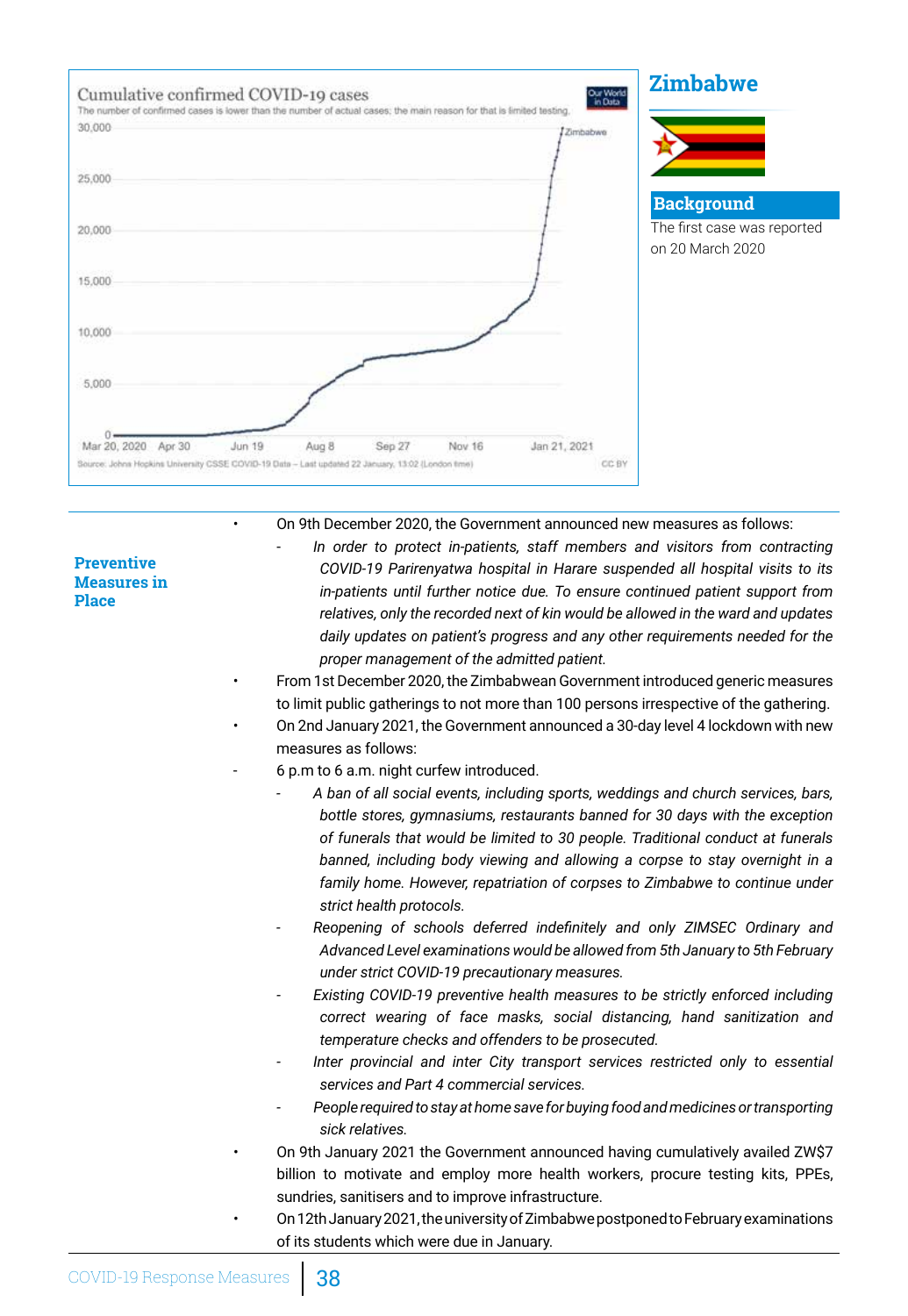## Zimbabwe

### Background

The first case was reported on 20 March 2020

### Preventive Measures in Place

- On 9th December 2020, the Government announced new measures as follows:
  - *In order to protect in-patients, staff members and visitors from contracting COVID-19 Parirenyatwa hospital in Harare suspended all hospital visits to its in-patients until further notice due. To ensure continued patient support from relatives, only the recorded next of kin would be allowed in the ward and updates daily updates on patient's progress and any other requirements needed for the proper management of the admitted patient.*
- From 1st December 2020, the Zimbabwean Government introduced generic measures to limit public gatherings to not more than 100 persons irrespective of the gathering.
- On 2nd January 2021, the Government announced a 30-day level 4 lockdown with new measures as follows:
- 6 p.m to 6 a.m. night curfew introduced.
  - *A ban of all social events, including sports, weddings and church services, bars, bottle stores, gymnasiums, restaurants banned for 30 days with the exception of funerals that would be limited to 30 people. Traditional conduct at funerals banned, including body viewing and allowing a corpse to stay overnight in a family home. However, repatriation of corpses to Zimbabwe to continue under strict health protocols.*
  - *Reopening of schools deferred indefinitely and only ZIMSEC Ordinary and Advanced Level examinations would be allowed from 5th January to 5th February under strict COVID-19 precautionary measures.*
  - *Existing COVID-19 preventive health measures to be strictly enforced including correct wearing of face masks, social distancing, hand sanitization and temperature checks and offenders to be prosecuted.*
  - *Inter provincial and inter City transport services restricted only to essential services and Part 4 commercial services.*
  - *People required to stay at home save for buying food and medicines or transporting sick relatives.*
- On 9th January 2021 the Government announced having cumulatively availed ZW$7 billion to motivate and employ more health workers, procure testing kits, PPEs, sundries, sanitisers and to improve infrastructure.
- On 12th January 2021, the university of Zimbabwe postponed to February examinations of its students which were due in January.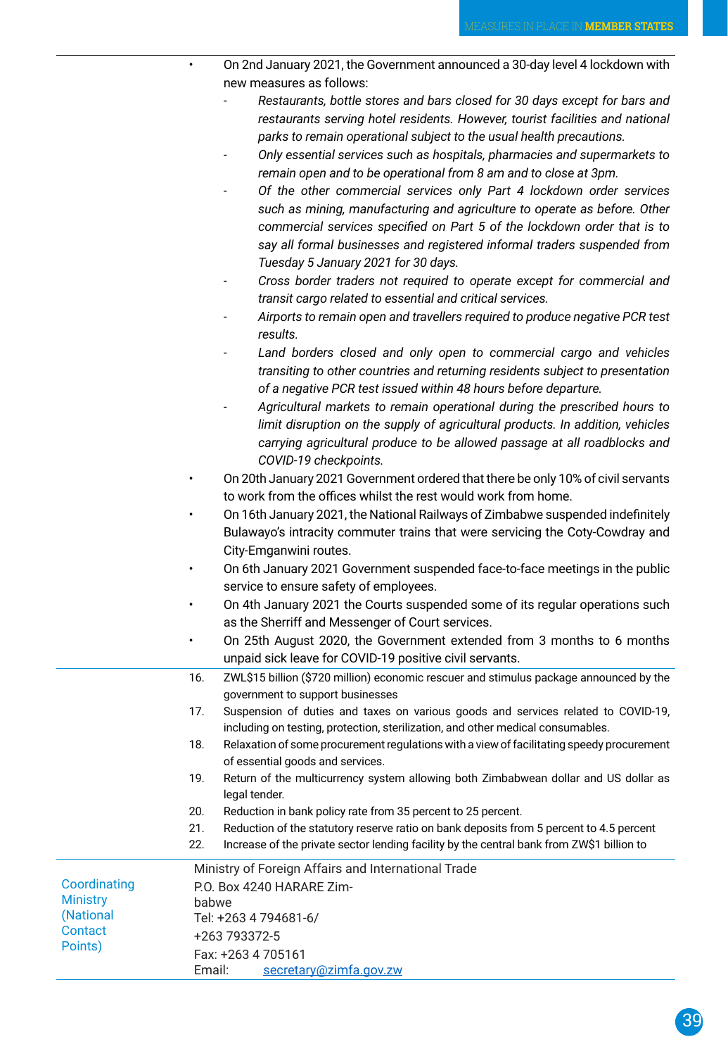| | |
|---|---|
| | • On 2nd January 2021, the Government announced a 30-day level 4 lockdown with new measures as follows:<br>- *Restaurants, bottle stores and bars closed for 30 days except for bars and restaurants serving hotel residents. However, tourist facilities and national parks to remain operational subject to the usual health precautions.*<br>- *Only essential services such as hospitals, pharmacies and supermarkets to remain open and to be operational from 8 am and to close at 3pm.*<br>- *Of the other commercial services only Part 4 lockdown order services such as mining, manufacturing and agriculture to operate as before. Other commercial services specified on Part 5 of the lockdown order that is to say all formal businesses and registered informal traders suspended from Tuesday 5 January 2021 for 30 days.*<br>- *Cross border traders not required to operate except for commercial and transit cargo related to essential and critical services.*<br>- *Airports to remain open and travellers required to produce negative PCR test results.*<br>- *Land borders closed and only open to commercial cargo and vehicles transiting to other countries and returning residents subject to presentation of a negative PCR test issued within 48 hours before departure.*<br>- *Agricultural markets to remain operational during the prescribed hours to limit disruption on the supply of agricultural products. In addition, vehicles carrying agricultural produce to be allowed passage at all roadblocks and COVID-19 checkpoints.*<br>• On 20th January 2021 Government ordered that there be only 10% of civil servants to work from the offices whilst the rest would work from home.<br>• On 16th January 2021, the National Railways of Zimbabwe suspended indefinitely Bulawayo's intracity commuter trains that were servicing the Coty-Cowdray and City-Emganwini routes.<br>• On 6th January 2021 Government suspended face-to-face meetings in the public service to ensure safety of employees.<br>• On 4th January 2021 the Courts suspended some of its regular operations such as the Sherriff and Messenger of Court services.<br>• On 25th August 2020, the Government extended from 3 months to 6 months unpaid sick leave for COVID-19 positive civil servants. |
| | 16. ZWL$15 billion ($720 million) economic rescuer and stimulus package announced by the government to support businesses<br>17. Suspension of duties and taxes on various goods and services related to COVID-19, including on testing, protection, sterilization, and other medical consumables.<br>18. Relaxation of some procurement regulations with a view of facilitating speedy procurement of essential goods and services.<br>19. Return of the multicurrency system allowing both Zimbabwean dollar and US dollar as legal tender.<br>20. Reduction in bank policy rate from 35 percent to 25 percent.<br>21. Reduction of the statutory reserve ratio on bank deposits from 5 percent to 4.5 percent<br>22. Increase of the private sector lending facility by the central bank from ZW$1 billion to |
| Coordinating Ministry (National Contact Points) | Ministry of Foreign Affairs and International Trade<br>P.O. Box 4240 HARARE Zimbabwe<br>Tel: +263 4 794681-6/<br>+263 793372-5<br>Fax: +263 4 705161<br>Email: secretary@zimfa.gov.zw |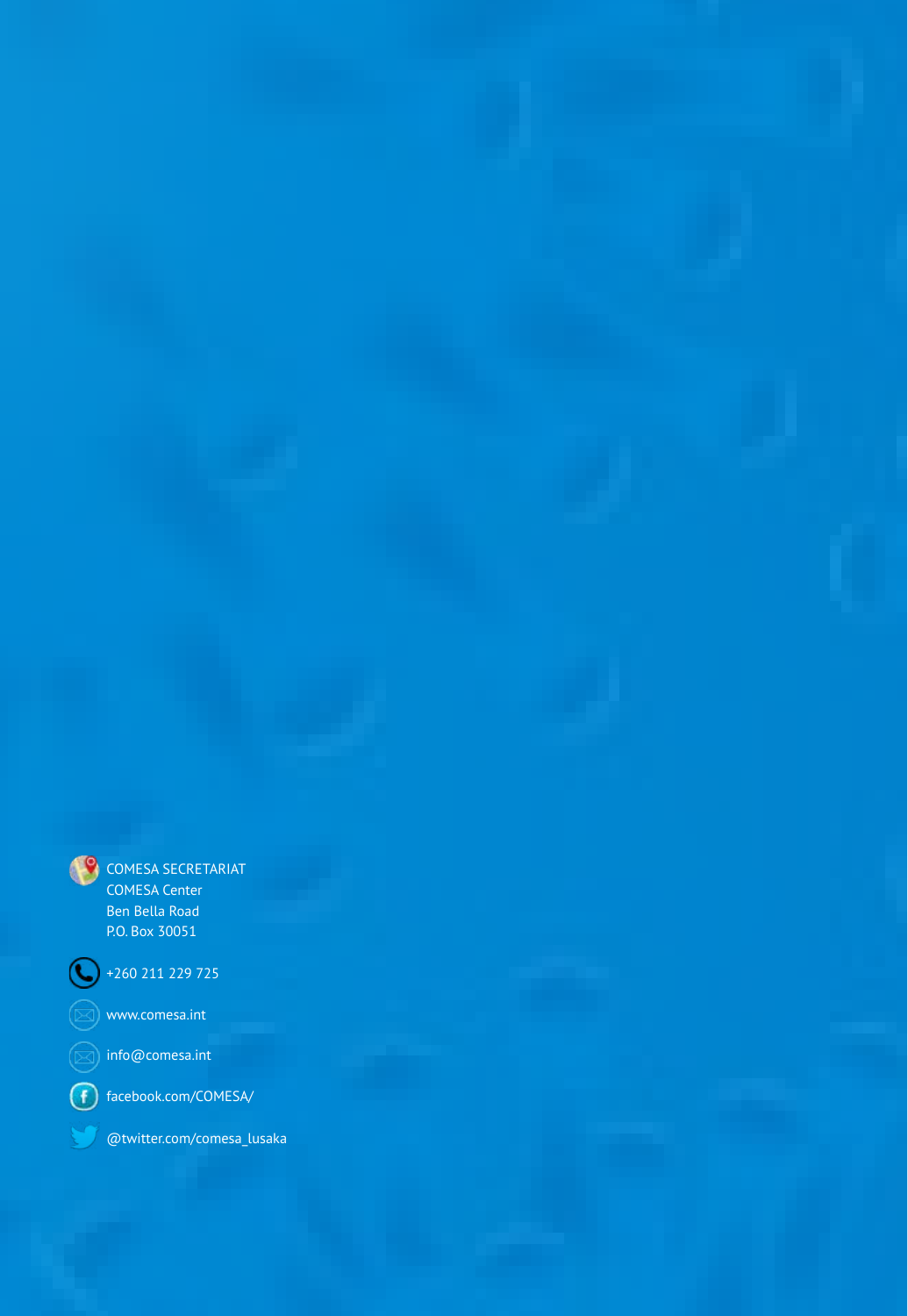COMESA SECRETARIAT
COMESA Center
Ben Bella Road
P.O. Box 30051

+260 211 229 725

www.comesa.int

info@comesa.int

facebook.com/COMESA/

@twitter.com/comesa_lusaka